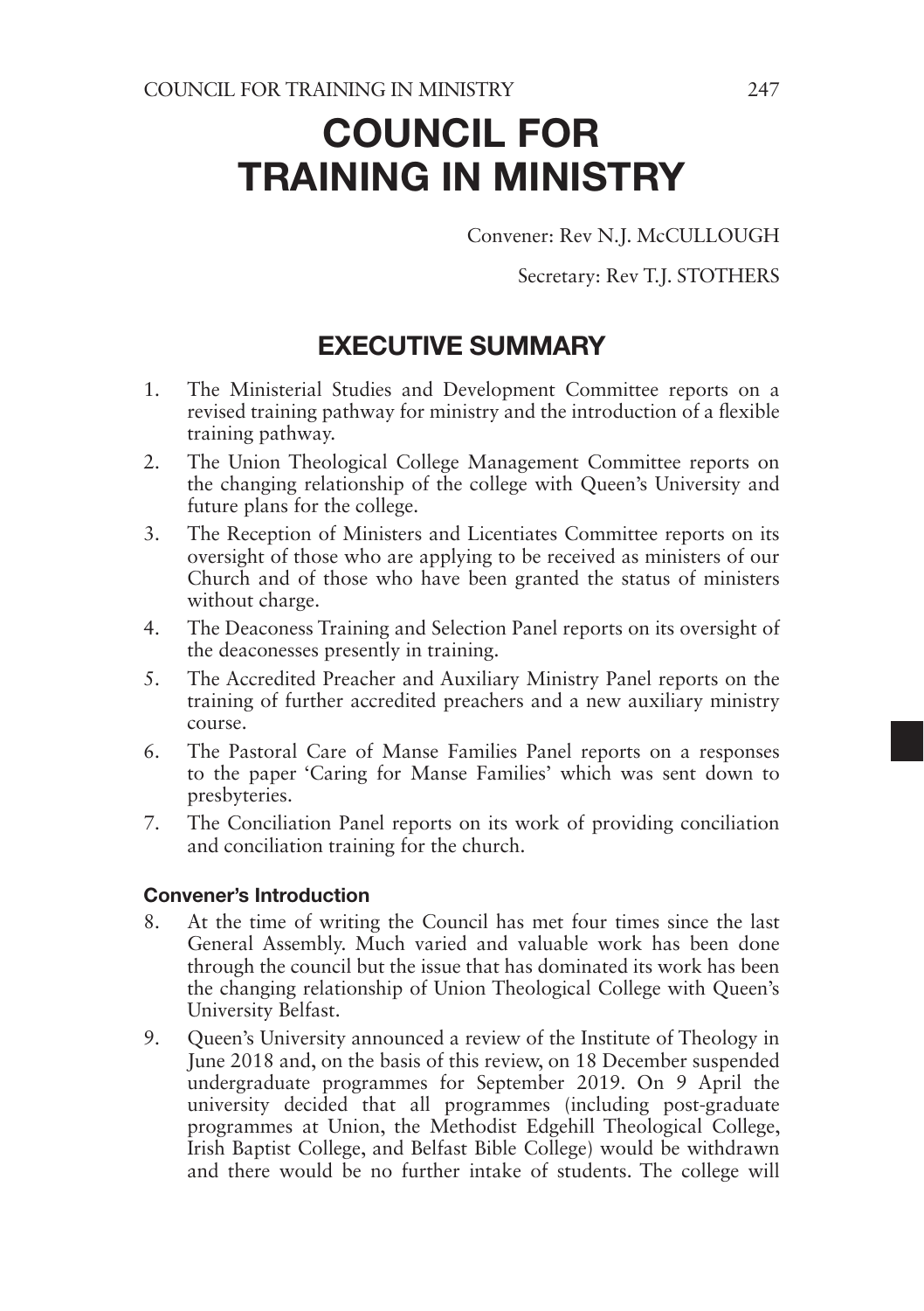# COUNCIL FOR TRAINING IN MINISTRY

Convener: Rev N.J. McCULLOUGH

Secretary: Rev T.J. STOTHERS

## EXECUTIVE SUMMARY

1. The Ministerial Studies and Development Committee reports on a revised training pathway for ministry and the introduction of a flexible training pathway.
2. The Union Theological College Management Committee reports on the changing relationship of the college with Queen's University and future plans for the college.
3. The Reception of Ministers and Licentiates Committee reports on its oversight of those who are applying to be received as ministers of our Church and of those who have been granted the status of ministers without charge.
4. The Deaconess Training and Selection Panel reports on its oversight of the deaconesses presently in training.
5. The Accredited Preacher and Auxiliary Ministry Panel reports on the training of further accredited preachers and a new auxiliary ministry course.
6. The Pastoral Care of Manse Families Panel reports on a responses to the paper 'Caring for Manse Families' which was sent down to presbyteries.
7. The Conciliation Panel reports on its work of providing conciliation and conciliation training for the church.

### Convener's Introduction

8. At the time of writing the Council has met four times since the last General Assembly. Much varied and valuable work has been done through the council but the issue that has dominated its work has been the changing relationship of Union Theological College with Queen's University Belfast.
9. Queen's University announced a review of the Institute of Theology in June 2018 and, on the basis of this review, on 18 December suspended undergraduate programmes for September 2019. On 9 April the university decided that all programmes (including post-graduate programmes at Union, the Methodist Edgehill Theological College, Irish Baptist College, and Belfast Bible College) would be withdrawn and there would be no further intake of students. The college will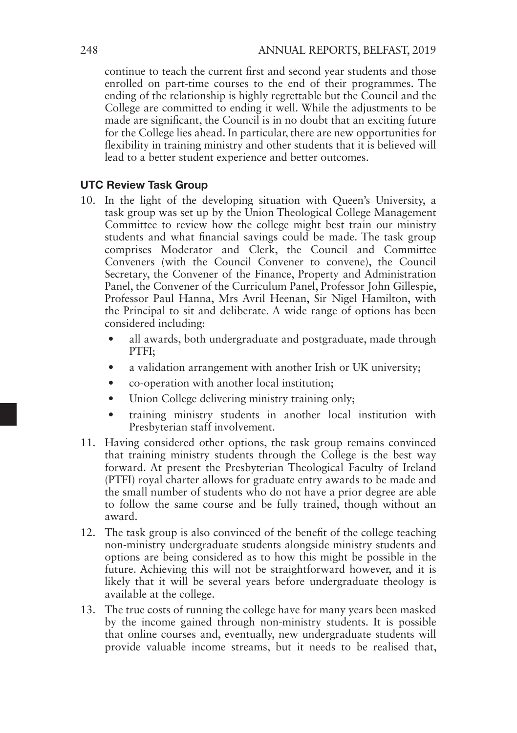continue to teach the current first and second year students and those enrolled on part-time courses to the end of their programmes. The ending of the relationship is highly regrettable but the Council and the College are committed to ending it well. While the adjustments to be made are significant, the Council is in no doubt that an exciting future for the College lies ahead. In particular, there are new opportunities for flexibility in training ministry and other students that it is believed will lead to a better student experience and better outcomes.

### UTC Review Task Group

10. In the light of the developing situation with Queen's University, a task group was set up by the Union Theological College Management Committee to review how the college might best train our ministry students and what financial savings could be made. The task group comprises Moderator and Clerk, the Council and Committee Conveners (with the Council Convener to convene), the Council Secretary, the Convener of the Finance, Property and Administration Panel, the Convener of the Curriculum Panel, Professor John Gillespie, Professor Paul Hanna, Mrs Avril Heenan, Sir Nigel Hamilton, with the Principal to sit and deliberate. A wide range of options has been considered including:
    - all awards, both undergraduate and postgraduate, made through PTFI;
    - a validation arrangement with another Irish or UK university;
    - co-operation with another local institution;
    - Union College delivering ministry training only;
    - training ministry students in another local institution with Presbyterian staff involvement.
11. Having considered other options, the task group remains convinced that training ministry students through the College is the best way forward. At present the Presbyterian Theological Faculty of Ireland (PTFI) royal charter allows for graduate entry awards to be made and the small number of students who do not have a prior degree are able to follow the same course and be fully trained, though without an award.
12. The task group is also convinced of the benefit of the college teaching non-ministry undergraduate students alongside ministry students and options are being considered as to how this might be possible in the future. Achieving this will not be straightforward however, and it is likely that it will be several years before undergraduate theology is available at the college.
13. The true costs of running the college have for many years been masked by the income gained through non-ministry students. It is possible that online courses and, eventually, new undergraduate students will provide valuable income streams, but it needs to be realised that,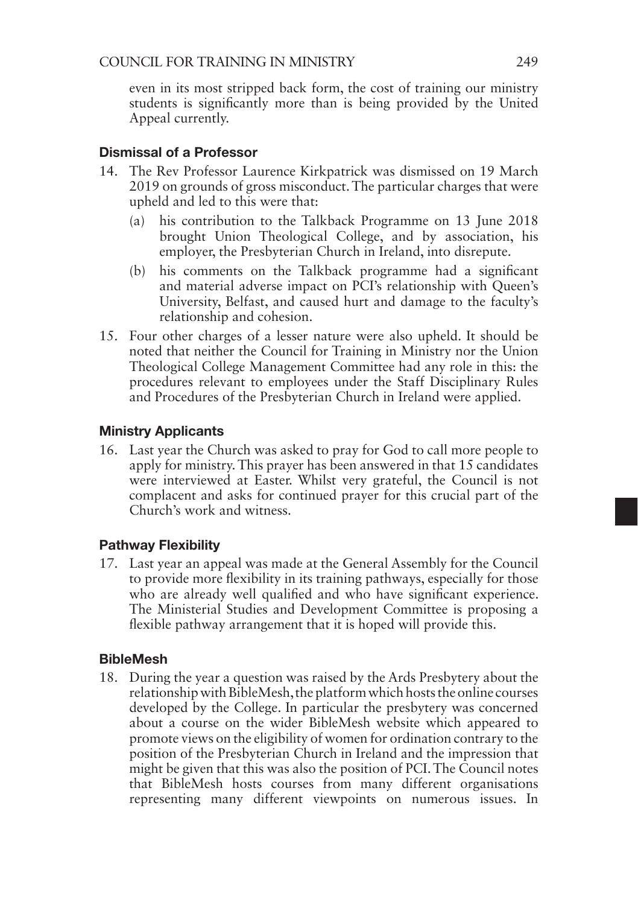even in its most stripped back form, the cost of training our ministry students is significantly more than is being provided by the United Appeal currently.

### Dismissal of a Professor

14. The Rev Professor Laurence Kirkpatrick was dismissed on 19 March 2019 on grounds of gross misconduct. The particular charges that were upheld and led to this were that:
    (a) his contribution to the Talkback Programme on 13 June 2018 brought Union Theological College, and by association, his employer, the Presbyterian Church in Ireland, into disrepute.
    (b) his comments on the Talkback programme had a significant and material adverse impact on PCI's relationship with Queen's University, Belfast, and caused hurt and damage to the faculty's relationship and cohesion.

15. Four other charges of a lesser nature were also upheld. It should be noted that neither the Council for Training in Ministry nor the Union Theological College Management Committee had any role in this: the procedures relevant to employees under the Staff Disciplinary Rules and Procedures of the Presbyterian Church in Ireland were applied.

### Ministry Applicants

16. Last year the Church was asked to pray for God to call more people to apply for ministry. This prayer has been answered in that 15 candidates were interviewed at Easter. Whilst very grateful, the Council is not complacent and asks for continued prayer for this crucial part of the Church's work and witness.

### Pathway Flexibility

17. Last year an appeal was made at the General Assembly for the Council to provide more flexibility in its training pathways, especially for those who are already well qualified and who have significant experience. The Ministerial Studies and Development Committee is proposing a flexible pathway arrangement that it is hoped will provide this.

### BibleMesh

18. During the year a question was raised by the Ards Presbytery about the relationship with BibleMesh, the platform which hosts the online courses developed by the College. In particular the presbytery was concerned about a course on the wider BibleMesh website which appeared to promote views on the eligibility of women for ordination contrary to the position of the Presbyterian Church in Ireland and the impression that might be given that this was also the position of PCI. The Council notes that BibleMesh hosts courses from many different organisations representing many different viewpoints on numerous issues. In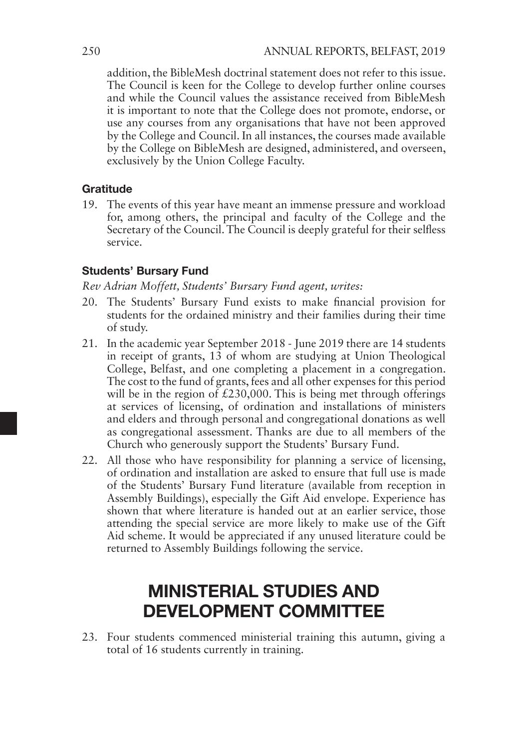addition, the BibleMesh doctrinal statement does not refer to this issue. The Council is keen for the College to develop further online courses and while the Council values the assistance received from BibleMesh it is important to note that the College does not promote, endorse, or use any courses from any organisations that have not been approved by the College and Council. In all instances, the courses made available by the College on BibleMesh are designed, administered, and overseen, exclusively by the Union College Faculty.

### Gratitude

19. The events of this year have meant an immense pressure and workload for, among others, the principal and faculty of the College and the Secretary of the Council. The Council is deeply grateful for their selfless service.

### Students' Bursary Fund

*Rev Adrian Moffett, Students' Bursary Fund agent, writes:*

20. The Students' Bursary Fund exists to make financial provision for students for the ordained ministry and their families during their time of study.
21. In the academic year September 2018 - June 2019 there are 14 students in receipt of grants, 13 of whom are studying at Union Theological College, Belfast, and one completing a placement in a congregation. The cost to the fund of grants, fees and all other expenses for this period will be in the region of £230,000. This is being met through offerings at services of licensing, of ordination and installations of ministers and elders and through personal and congregational donations as well as congregational assessment. Thanks are due to all members of the Church who generously support the Students' Bursary Fund.
22. All those who have responsibility for planning a service of licensing, of ordination and installation are asked to ensure that full use is made of the Students' Bursary Fund literature (available from reception in Assembly Buildings), especially the Gift Aid envelope. Experience has shown that where literature is handed out at an earlier service, those attending the special service are more likely to make use of the Gift Aid scheme. It would be appreciated if any unused literature could be returned to Assembly Buildings following the service.

## MINISTERIAL STUDIES AND DEVELOPMENT COMMITTEE

23. Four students commenced ministerial training this autumn, giving a total of 16 students currently in training.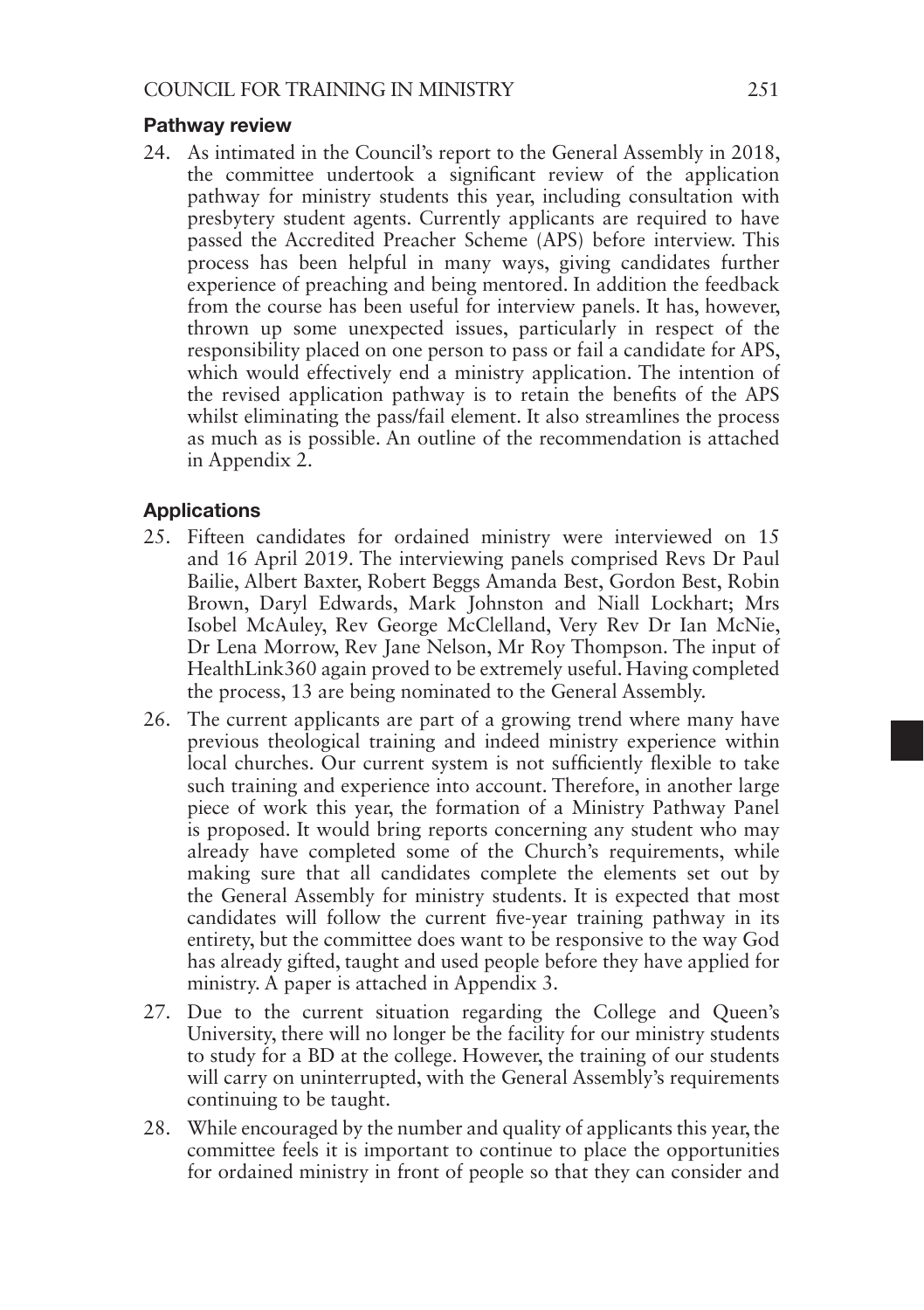### Pathway review

24. As intimated in the Council's report to the General Assembly in 2018, the committee undertook a significant review of the application pathway for ministry students this year, including consultation with presbytery student agents. Currently applicants are required to have passed the Accredited Preacher Scheme (APS) before interview. This process has been helpful in many ways, giving candidates further experience of preaching and being mentored. In addition the feedback from the course has been useful for interview panels. It has, however, thrown up some unexpected issues, particularly in respect of the responsibility placed on one person to pass or fail a candidate for APS, which would effectively end a ministry application. The intention of the revised application pathway is to retain the benefits of the APS whilst eliminating the pass/fail element. It also streamlines the process as much as is possible. An outline of the recommendation is attached in Appendix 2.

### Applications

25. Fifteen candidates for ordained ministry were interviewed on 15 and 16 April 2019. The interviewing panels comprised Revs Dr Paul Bailie, Albert Baxter, Robert Beggs Amanda Best, Gordon Best, Robin Brown, Daryl Edwards, Mark Johnston and Niall Lockhart; Mrs Isobel McAuley, Rev George McClelland, Very Rev Dr Ian McNie, Dr Lena Morrow, Rev Jane Nelson, Mr Roy Thompson. The input of HealthLink360 again proved to be extremely useful. Having completed the process, 13 are being nominated to the General Assembly.

26. The current applicants are part of a growing trend where many have previous theological training and indeed ministry experience within local churches. Our current system is not sufficiently flexible to take such training and experience into account. Therefore, in another large piece of work this year, the formation of a Ministry Pathway Panel is proposed. It would bring reports concerning any student who may already have completed some of the Church's requirements, while making sure that all candidates complete the elements set out by the General Assembly for ministry students. It is expected that most candidates will follow the current five-year training pathway in its entirety, but the committee does want to be responsive to the way God has already gifted, taught and used people before they have applied for ministry. A paper is attached in Appendix 3.

27. Due to the current situation regarding the College and Queen's University, there will no longer be the facility for our ministry students to study for a BD at the college. However, the training of our students will carry on uninterrupted, with the General Assembly's requirements continuing to be taught.

28. While encouraged by the number and quality of applicants this year, the committee feels it is important to continue to place the opportunities for ordained ministry in front of people so that they can consider and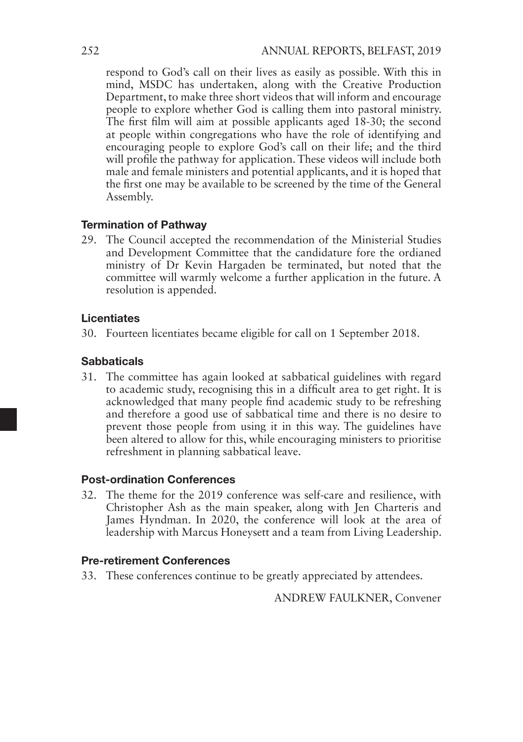respond to God's call on their lives as easily as possible. With this in mind, MSDC has undertaken, along with the Creative Production Department, to make three short videos that will inform and encourage people to explore whether God is calling them into pastoral ministry. The first film will aim at possible applicants aged 18-30; the second at people within congregations who have the role of identifying and encouraging people to explore God's call on their life; and the third will profile the pathway for application. These videos will include both male and female ministers and potential applicants, and it is hoped that the first one may be available to be screened by the time of the General Assembly.

### Termination of Pathway

29. The Council accepted the recommendation of the Ministerial Studies and Development Committee that the candidature fore the ordianed ministry of Dr Kevin Hargaden be terminated, but noted that the committee will warmly welcome a further application in the future. A resolution is appended.

### Licentiates

30. Fourteen licentiates became eligible for call on 1 September 2018.

### Sabbaticals

31. The committee has again looked at sabbatical guidelines with regard to academic study, recognising this in a difficult area to get right. It is acknowledged that many people find academic study to be refreshing and therefore a good use of sabbatical time and there is no desire to prevent those people from using it in this way. The guidelines have been altered to allow for this, while encouraging ministers to prioritise refreshment in planning sabbatical leave.

### Post-ordination Conferences

32. The theme for the 2019 conference was self-care and resilience, with Christopher Ash as the main speaker, along with Jen Charteris and James Hyndman. In 2020, the conference will look at the area of leadership with Marcus Honeysett and a team from Living Leadership.

### Pre-retirement Conferences

33. These conferences continue to be greatly appreciated by attendees.

ANDREW FAULKNER, Convener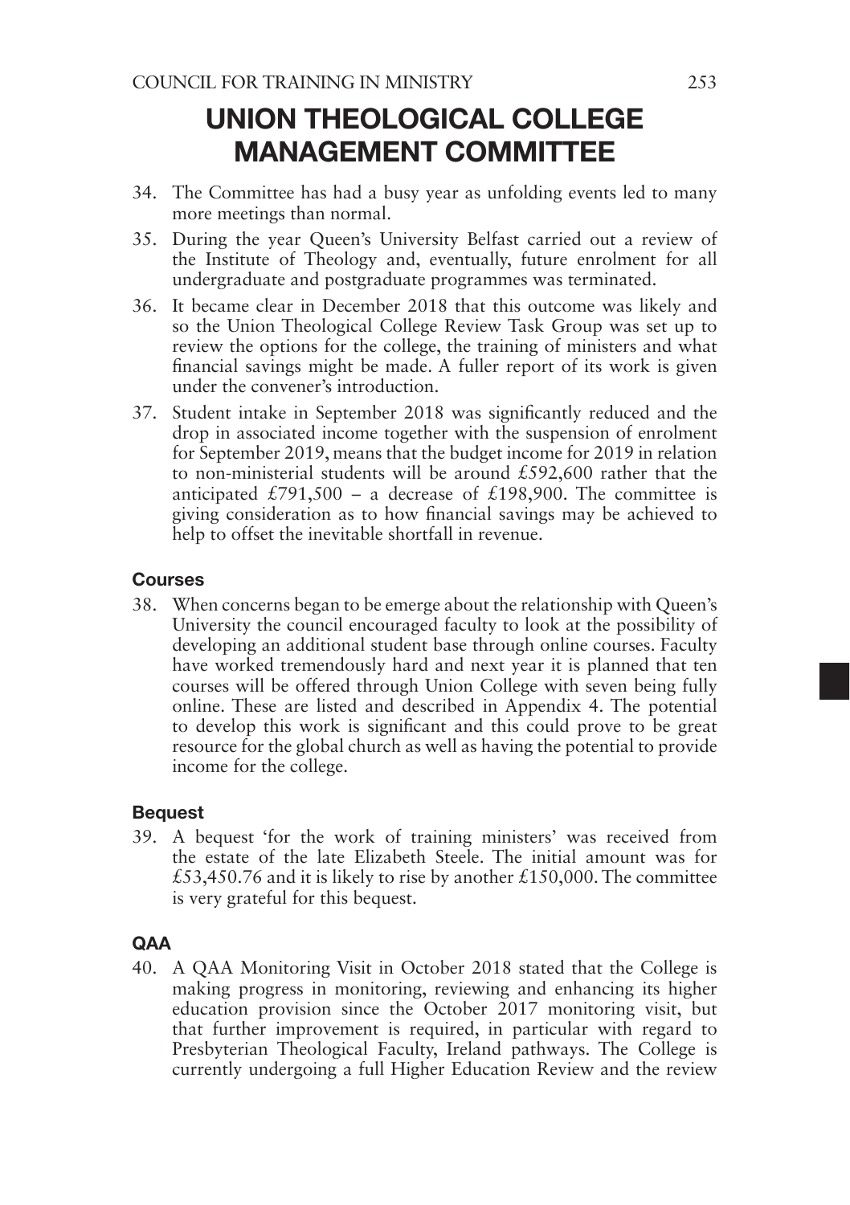# UNION THEOLOGICAL COLLEGE MANAGEMENT COMMITTEE

34. The Committee has had a busy year as unfolding events led to many more meetings than normal.
35. During the year Queen's University Belfast carried out a review of the Institute of Theology and, eventually, future enrolment for all undergraduate and postgraduate programmes was terminated.
36. It became clear in December 2018 that this outcome was likely and so the Union Theological College Review Task Group was set up to review the options for the college, the training of ministers and what financial savings might be made. A fuller report of its work is given under the convener's introduction.
37. Student intake in September 2018 was significantly reduced and the drop in associated income together with the suspension of enrolment for September 2019, means that the budget income for 2019 in relation to non-ministerial students will be around £592,600 rather that the anticipated £791,500 – a decrease of £198,900. The committee is giving consideration as to how financial savings may be achieved to help to offset the inevitable shortfall in revenue.

### Courses

38. When concerns began to be emerge about the relationship with Queen's University the council encouraged faculty to look at the possibility of developing an additional student base through online courses. Faculty have worked tremendously hard and next year it is planned that ten courses will be offered through Union College with seven being fully online. These are listed and described in Appendix 4. The potential to develop this work is significant and this could prove to be great resource for the global church as well as having the potential to provide income for the college.

### Bequest

39. A bequest 'for the work of training ministers' was received from the estate of the late Elizabeth Steele. The initial amount was for £53,450.76 and it is likely to rise by another £150,000. The committee is very grateful for this bequest.

### QAA

40. A QAA Monitoring Visit in October 2018 stated that the College is making progress in monitoring, reviewing and enhancing its higher education provision since the October 2017 monitoring visit, but that further improvement is required, in particular with regard to Presbyterian Theological Faculty, Ireland pathways. The College is currently undergoing a full Higher Education Review and the review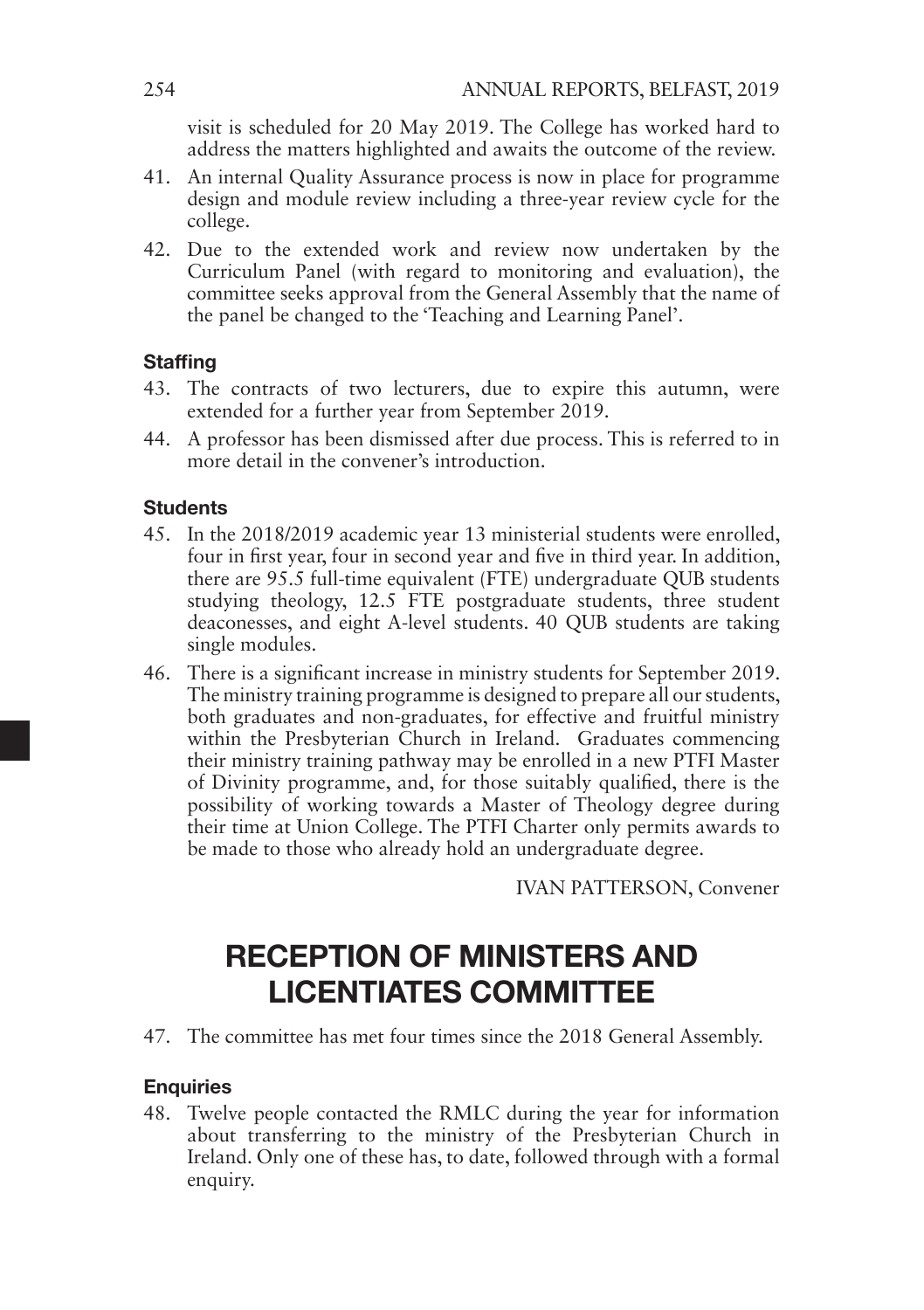visit is scheduled for 20 May 2019. The College has worked hard to address the matters highlighted and awaits the outcome of the review.

41. An internal Quality Assurance process is now in place for programme design and module review including a three-year review cycle for the college.

42. Due to the extended work and review now undertaken by the Curriculum Panel (with regard to monitoring and evaluation), the committee seeks approval from the General Assembly that the name of the panel be changed to the 'Teaching and Learning Panel'.

### Staffing

43. The contracts of two lecturers, due to expire this autumn, were extended for a further year from September 2019.

44. A professor has been dismissed after due process. This is referred to in more detail in the convener's introduction.

### Students

45. In the 2018/2019 academic year 13 ministerial students were enrolled, four in first year, four in second year and five in third year. In addition, there are 95.5 full-time equivalent (FTE) undergraduate QUB students studying theology, 12.5 FTE postgraduate students, three student deaconesses, and eight A-level students. 40 QUB students are taking single modules.

46. There is a significant increase in ministry students for September 2019. The ministry training programme is designed to prepare all our students, both graduates and non-graduates, for effective and fruitful ministry within the Presbyterian Church in Ireland. Graduates commencing their ministry training pathway may be enrolled in a new PTFI Master of Divinity programme, and, for those suitably qualified, there is the possibility of working towards a Master of Theology degree during their time at Union College. The PTFI Charter only permits awards to be made to those who already hold an undergraduate degree.

IVAN PATTERSON, Convener

# RECEPTION OF MINISTERS AND LICENTIATES COMMITTEE

47. The committee has met four times since the 2018 General Assembly.

### Enquiries

48. Twelve people contacted the RMLC during the year for information about transferring to the ministry of the Presbyterian Church in Ireland. Only one of these has, to date, followed through with a formal enquiry.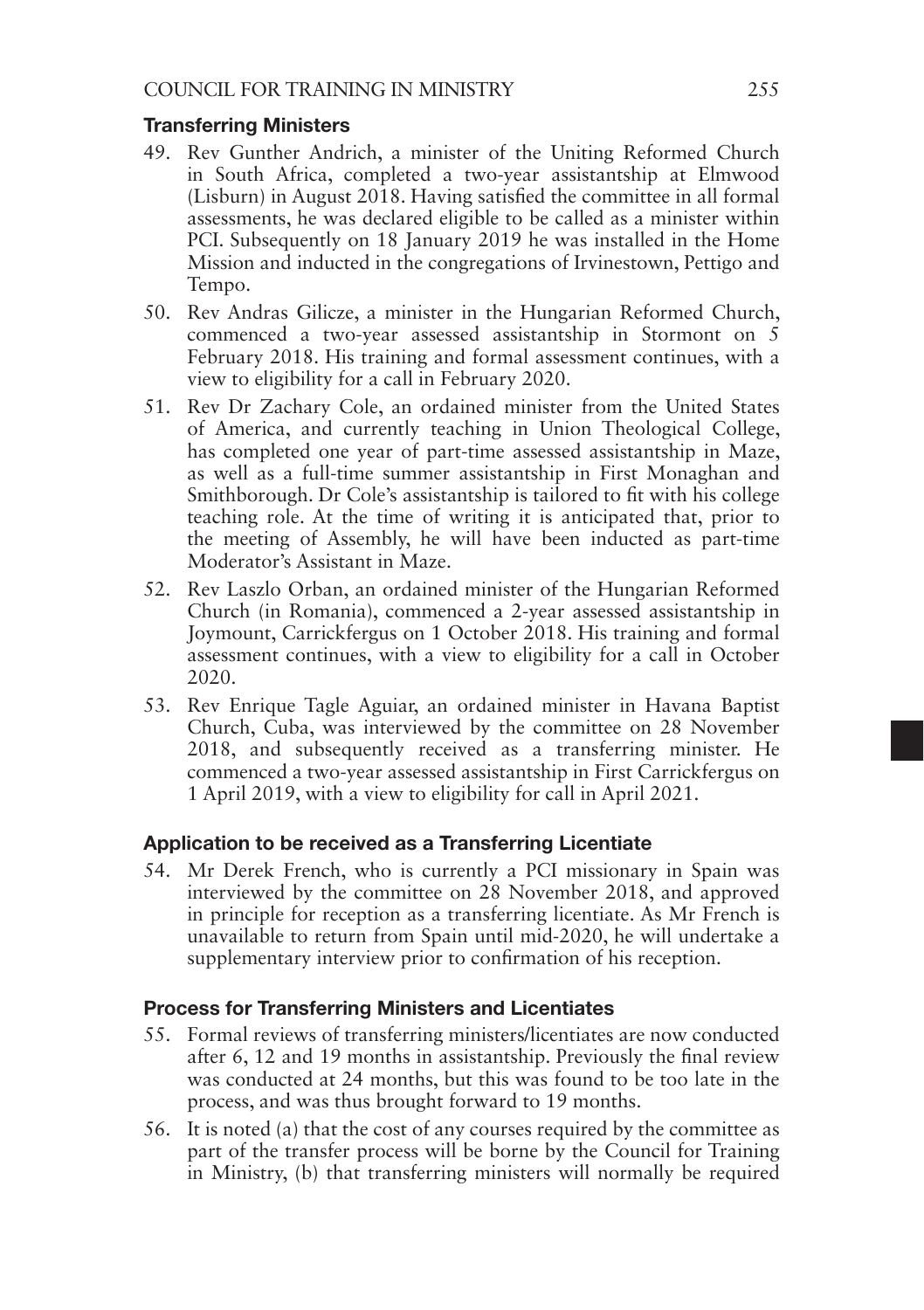### Transferring Ministers

49. Rev Gunther Andrich, a minister of the Uniting Reformed Church in South Africa, completed a two-year assistantship at Elmwood (Lisburn) in August 2018. Having satisfied the committee in all formal assessments, he was declared eligible to be called as a minister within PCI. Subsequently on 18 January 2019 he was installed in the Home Mission and inducted in the congregations of Irvinestown, Pettigo and Tempo.
50. Rev Andras Gilicze, a minister in the Hungarian Reformed Church, commenced a two-year assessed assistantship in Stormont on 5 February 2018. His training and formal assessment continues, with a view to eligibility for a call in February 2020.
51. Rev Dr Zachary Cole, an ordained minister from the United States of America, and currently teaching in Union Theological College, has completed one year of part-time assessed assistantship in Maze, as well as a full-time summer assistantship in First Monaghan and Smithborough. Dr Cole's assistantship is tailored to fit with his college teaching role. At the time of writing it is anticipated that, prior to the meeting of Assembly, he will have been inducted as part-time Moderator's Assistant in Maze.
52. Rev Laszlo Orban, an ordained minister of the Hungarian Reformed Church (in Romania), commenced a 2-year assessed assistantship in Joymount, Carrickfergus on 1 October 2018. His training and formal assessment continues, with a view to eligibility for a call in October 2020.
53. Rev Enrique Tagle Aguiar, an ordained minister in Havana Baptist Church, Cuba, was interviewed by the committee on 28 November 2018, and subsequently received as a transferring minister. He commenced a two-year assessed assistantship in First Carrickfergus on 1 April 2019, with a view to eligibility for call in April 2021.

### Application to be received as a Transferring Licentiate

54. Mr Derek French, who is currently a PCI missionary in Spain was interviewed by the committee on 28 November 2018, and approved in principle for reception as a transferring licentiate. As Mr French is unavailable to return from Spain until mid-2020, he will undertake a supplementary interview prior to confirmation of his reception.

### Process for Transferring Ministers and Licentiates

55. Formal reviews of transferring ministers/licentiates are now conducted after 6, 12 and 19 months in assistantship. Previously the final review was conducted at 24 months, but this was found to be too late in the process, and was thus brought forward to 19 months.
56. It is noted (a) that the cost of any courses required by the committee as part of the transfer process will be borne by the Council for Training in Ministry, (b) that transferring ministers will normally be required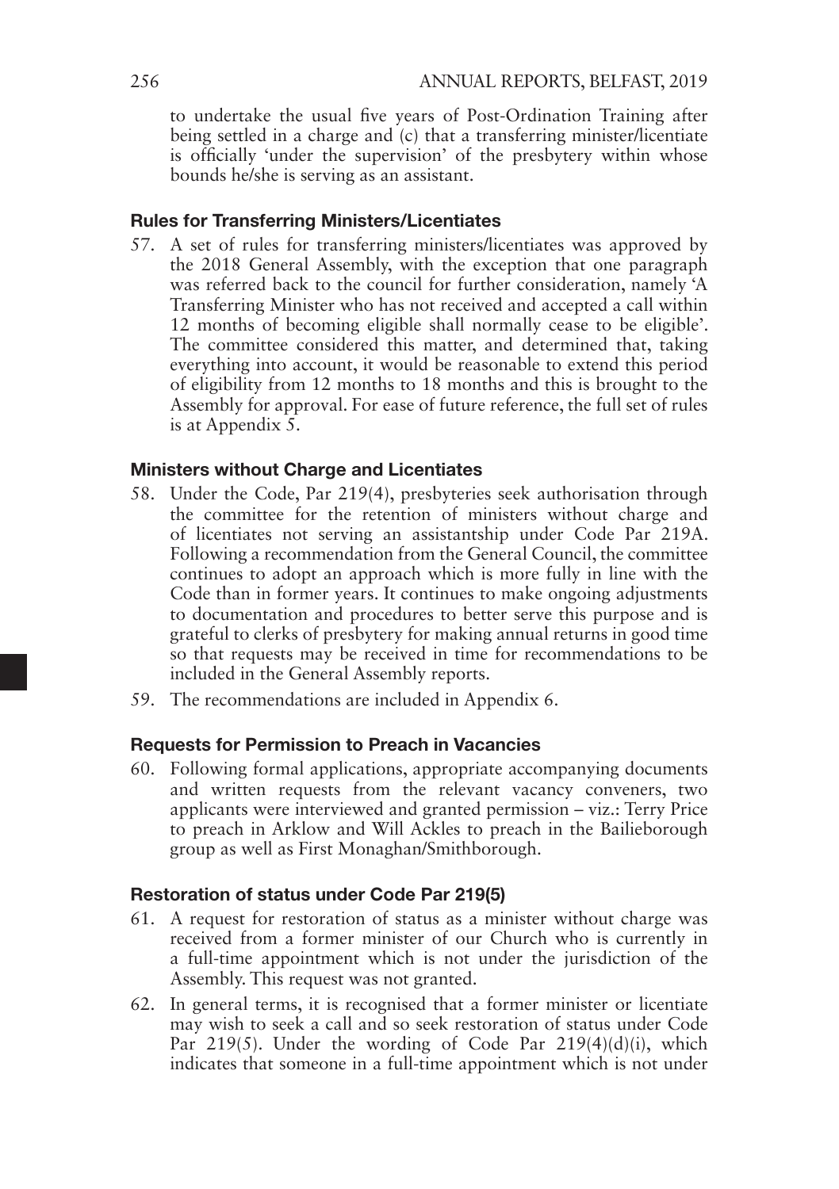to undertake the usual five years of Post-Ordination Training after being settled in a charge and (c) that a transferring minister/licentiate is officially 'under the supervision' of the presbytery within whose bounds he/she is serving as an assistant.

### Rules for Transferring Ministers/Licentiates

57. A set of rules for transferring ministers/licentiates was approved by the 2018 General Assembly, with the exception that one paragraph was referred back to the council for further consideration, namely 'A Transferring Minister who has not received and accepted a call within 12 months of becoming eligible shall normally cease to be eligible'. The committee considered this matter, and determined that, taking everything into account, it would be reasonable to extend this period of eligibility from 12 months to 18 months and this is brought to the Assembly for approval. For ease of future reference, the full set of rules is at Appendix 5.

### Ministers without Charge and Licentiates

58. Under the Code, Par 219(4), presbyteries seek authorisation through the committee for the retention of ministers without charge and of licentiates not serving an assistantship under Code Par 219A. Following a recommendation from the General Council, the committee continues to adopt an approach which is more fully in line with the Code than in former years. It continues to make ongoing adjustments to documentation and procedures to better serve this purpose and is grateful to clerks of presbytery for making annual returns in good time so that requests may be received in time for recommendations to be included in the General Assembly reports.
59. The recommendations are included in Appendix 6.

### Requests for Permission to Preach in Vacancies

60. Following formal applications, appropriate accompanying documents and written requests from the relevant vacancy conveners, two applicants were interviewed and granted permission – viz.: Terry Price to preach in Arklow and Will Ackles to preach in the Bailieborough group as well as First Monaghan/Smithborough.

### Restoration of status under Code Par 219(5)

61. A request for restoration of status as a minister without charge was received from a former minister of our Church who is currently in a full-time appointment which is not under the jurisdiction of the Assembly. This request was not granted.
62. In general terms, it is recognised that a former minister or licentiate may wish to seek a call and so seek restoration of status under Code Par 219(5). Under the wording of Code Par 219(4)(d)(i), which indicates that someone in a full-time appointment which is not under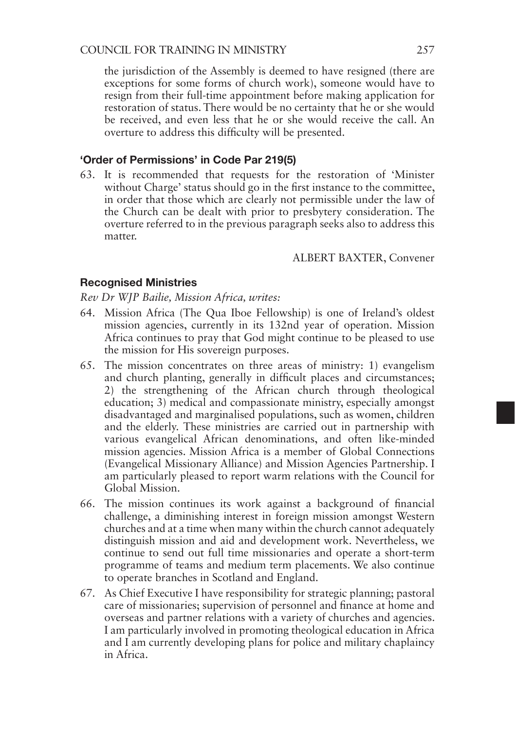the jurisdiction of the Assembly is deemed to have resigned (there are exceptions for some forms of church work), someone would have to resign from their full-time appointment before making application for restoration of status. There would be no certainty that he or she would be received, and even less that he or she would receive the call. An overture to address this difficulty will be presented.

### 'Order of Permissions' in Code Par 219(5)

63. It is recommended that requests for the restoration of 'Minister without Charge' status should go in the first instance to the committee, in order that those which are clearly not permissible under the law of the Church can be dealt with prior to presbytery consideration. The overture referred to in the previous paragraph seeks also to address this matter.

ALBERT BAXTER, Convener

### Recognised Ministries

*Rev Dr WJP Bailie, Mission Africa, writes:*

64. Mission Africa (The Qua Iboe Fellowship) is one of Ireland's oldest mission agencies, currently in its 132nd year of operation. Mission Africa continues to pray that God might continue to be pleased to use the mission for His sovereign purposes.
65. The mission concentrates on three areas of ministry: 1) evangelism and church planting, generally in difficult places and circumstances; 2) the strengthening of the African church through theological education; 3) medical and compassionate ministry, especially amongst disadvantaged and marginalised populations, such as women, children and the elderly. These ministries are carried out in partnership with various evangelical African denominations, and often like-minded mission agencies. Mission Africa is a member of Global Connections (Evangelical Missionary Alliance) and Mission Agencies Partnership. I am particularly pleased to report warm relations with the Council for Global Mission.
66. The mission continues its work against a background of financial challenge, a diminishing interest in foreign mission amongst Western churches and at a time when many within the church cannot adequately distinguish mission and aid and development work. Nevertheless, we continue to send out full time missionaries and operate a short-term programme of teams and medium term placements. We also continue to operate branches in Scotland and England.
67. As Chief Executive I have responsibility for strategic planning; pastoral care of missionaries; supervision of personnel and finance at home and overseas and partner relations with a variety of churches and agencies. I am particularly involved in promoting theological education in Africa and I am currently developing plans for police and military chaplaincy in Africa.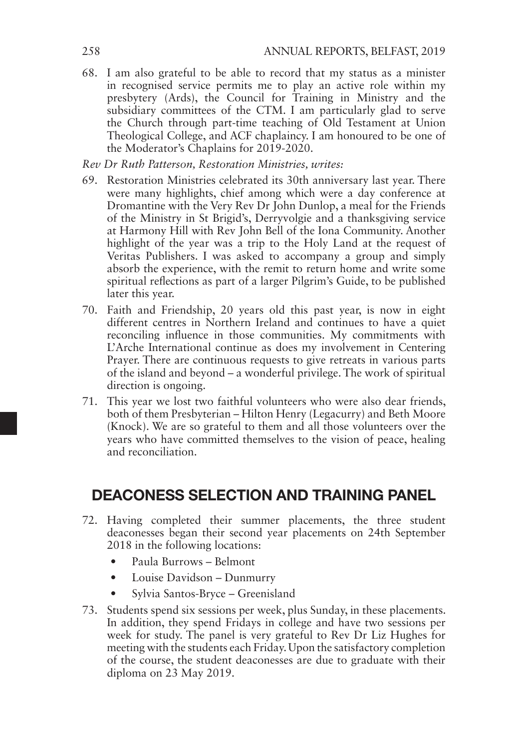68. I am also grateful to be able to record that my status as a minister in recognised service permits me to play an active role within my presbytery (Ards), the Council for Training in Ministry and the subsidiary committees of the CTM. I am particularly glad to serve the Church through part-time teaching of Old Testament at Union Theological College, and ACF chaplaincy. I am honoured to be one of the Moderator's Chaplains for 2019-2020.

*Rev Dr Ruth Patterson, Restoration Ministries, writes:*

69. Restoration Ministries celebrated its 30th anniversary last year. There were many highlights, chief among which were a day conference at Dromantine with the Very Rev Dr John Dunlop, a meal for the Friends of the Ministry in St Brigid's, Derryvolgie and a thanksgiving service at Harmony Hill with Rev John Bell of the Iona Community. Another highlight of the year was a trip to the Holy Land at the request of Veritas Publishers. I was asked to accompany a group and simply absorb the experience, with the remit to return home and write some spiritual reflections as part of a larger Pilgrim's Guide, to be published later this year.

70. Faith and Friendship, 20 years old this past year, is now in eight different centres in Northern Ireland and continues to have a quiet reconciling influence in those communities. My commitments with L'Arche International continue as does my involvement in Centering Prayer. There are continuous requests to give retreats in various parts of the island and beyond – a wonderful privilege. The work of spiritual direction is ongoing.

71. This year we lost two faithful volunteers who were also dear friends, both of them Presbyterian – Hilton Henry (Legacurry) and Beth Moore (Knock). We are so grateful to them and all those volunteers over the years who have committed themselves to the vision of peace, healing and reconciliation.

## DEACONESS SELECTION AND TRAINING PANEL

72. Having completed their summer placements, the three student deaconesses began their second year placements on 24th September 2018 in the following locations:
    - Paula Burrows – Belmont
    - Louise Davidson – Dunmurry
    - Sylvia Santos-Bryce – Greenisland

73. Students spend six sessions per week, plus Sunday, in these placements. In addition, they spend Fridays in college and have two sessions per week for study. The panel is very grateful to Rev Dr Liz Hughes for meeting with the students each Friday. Upon the satisfactory completion of the course, the student deaconesses are due to graduate with their diploma on 23 May 2019.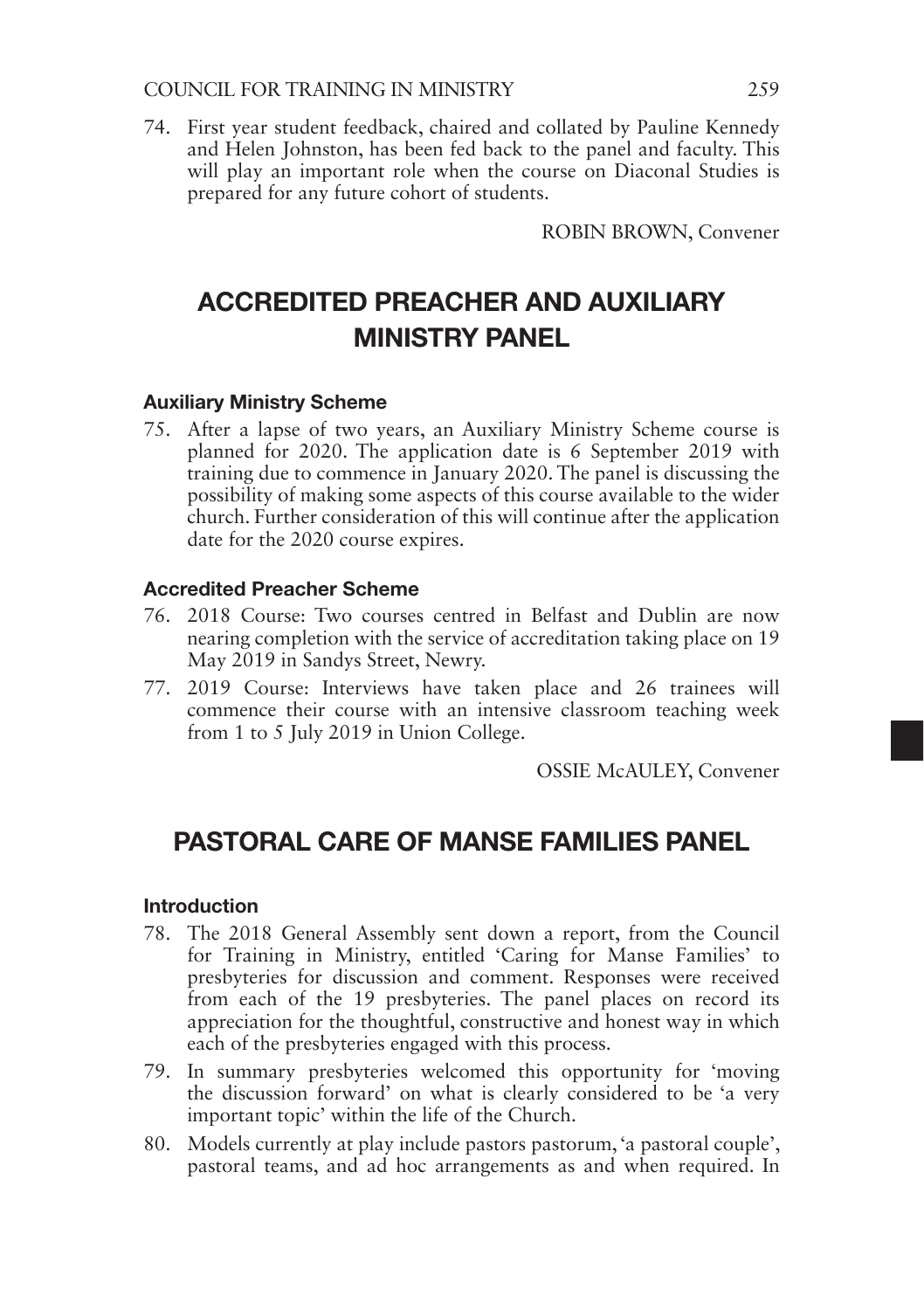74. First year student feedback, chaired and collated by Pauline Kennedy and Helen Johnston, has been fed back to the panel and faculty. This will play an important role when the course on Diaconal Studies is prepared for any future cohort of students.

ROBIN BROWN, Convener

# ACCREDITED PREACHER AND AUXILIARY MINISTRY PANEL

### Auxiliary Ministry Scheme

75. After a lapse of two years, an Auxiliary Ministry Scheme course is planned for 2020. The application date is 6 September 2019 with training due to commence in January 2020. The panel is discussing the possibility of making some aspects of this course available to the wider church. Further consideration of this will continue after the application date for the 2020 course expires.

### Accredited Preacher Scheme

76. 2018 Course: Two courses centred in Belfast and Dublin are now nearing completion with the service of accreditation taking place on 19 May 2019 in Sandys Street, Newry.
77. 2019 Course: Interviews have taken place and 26 trainees will commence their course with an intensive classroom teaching week from 1 to 5 July 2019 in Union College.

OSSIE McAULEY, Convener

# PASTORAL CARE OF MANSE FAMILIES PANEL

### Introduction

78. The 2018 General Assembly sent down a report, from the Council for Training in Ministry, entitled 'Caring for Manse Families' to presbyteries for discussion and comment. Responses were received from each of the 19 presbyteries. The panel places on record its appreciation for the thoughtful, constructive and honest way in which each of the presbyteries engaged with this process.
79. In summary presbyteries welcomed this opportunity for 'moving the discussion forward' on what is clearly considered to be 'a very important topic' within the life of the Church.
80. Models currently at play include pastors pastorum, 'a pastoral couple', pastoral teams, and ad hoc arrangements as and when required. In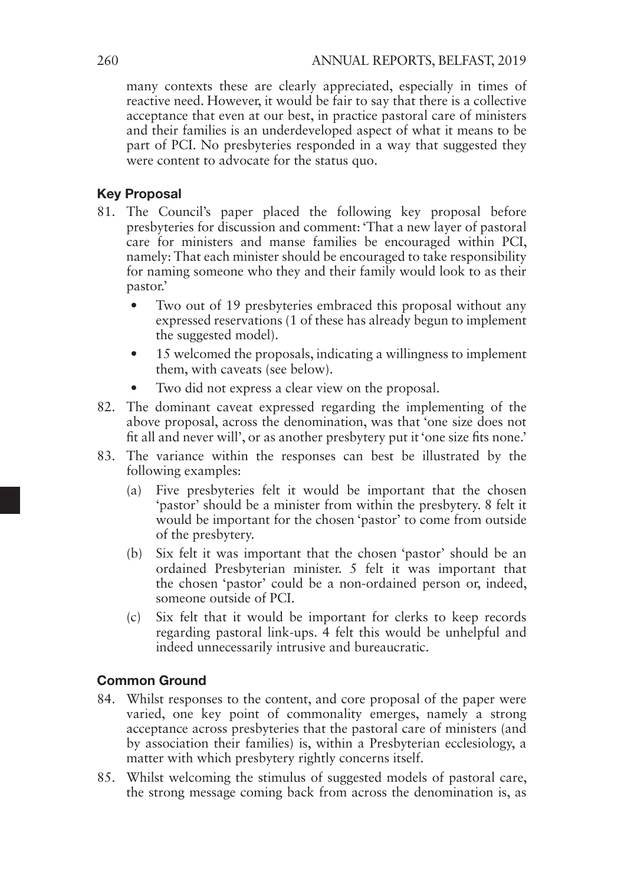many contexts these are clearly appreciated, especially in times of reactive need. However, it would be fair to say that there is a collective acceptance that even at our best, in practice pastoral care of ministers and their families is an underdeveloped aspect of what it means to be part of PCI. No presbyteries responded in a way that suggested they were content to advocate for the status quo.

### Key Proposal

81. The Council's paper placed the following key proposal before presbyteries for discussion and comment: 'That a new layer of pastoral care for ministers and manse families be encouraged within PCI, namely: That each minister should be encouraged to take responsibility for naming someone who they and their family would look to as their pastor.'
    - Two out of 19 presbyteries embraced this proposal without any expressed reservations (1 of these has already begun to implement the suggested model).
    - 15 welcomed the proposals, indicating a willingness to implement them, with caveats (see below).
    - Two did not express a clear view on the proposal.
82. The dominant caveat expressed regarding the implementing of the above proposal, across the denomination, was that 'one size does not fit all and never will', or as another presbytery put it 'one size fits none.'
83. The variance within the responses can best be illustrated by the following examples:
    (a) Five presbyteries felt it would be important that the chosen 'pastor' should be a minister from within the presbytery. 8 felt it would be important for the chosen 'pastor' to come from outside of the presbytery.
    (b) Six felt it was important that the chosen 'pastor' should be an ordained Presbyterian minister. 5 felt it was important that the chosen 'pastor' could be a non-ordained person or, indeed, someone outside of PCI.
    (c) Six felt that it would be important for clerks to keep records regarding pastoral link-ups. 4 felt this would be unhelpful and indeed unnecessarily intrusive and bureaucratic.

### Common Ground

84. Whilst responses to the content, and core proposal of the paper were varied, one key point of commonality emerges, namely a strong acceptance across presbyteries that the pastoral care of ministers (and by association their families) is, within a Presbyterian ecclesiology, a matter with which presbytery rightly concerns itself.
85. Whilst welcoming the stimulus of suggested models of pastoral care, the strong message coming back from across the denomination is, as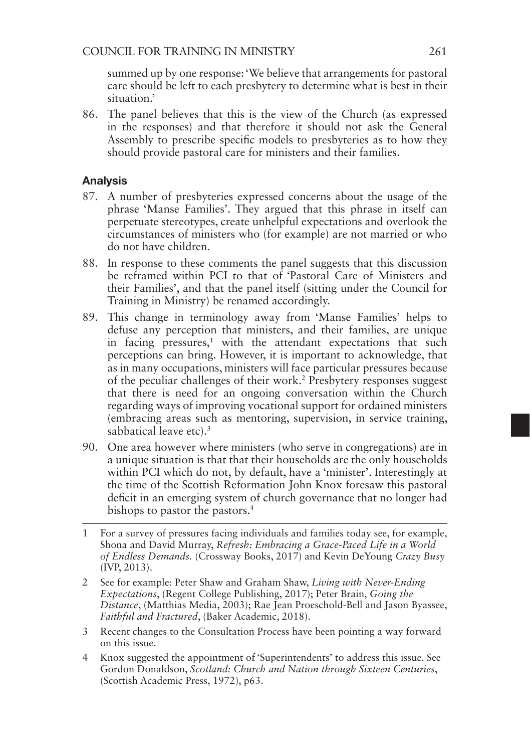summed up by one response: 'We believe that arrangements for pastoral care should be left to each presbytery to determine what is best in their situation.'

86. The panel believes that this is the view of the Church (as expressed in the responses) and that therefore it should not ask the General Assembly to prescribe specific models to presbyteries as to how they should provide pastoral care for ministers and their families.

## Analysis

87. A number of presbyteries expressed concerns about the usage of the phrase 'Manse Families'. They argued that this phrase in itself can perpetuate stereotypes, create unhelpful expectations and overlook the circumstances of ministers who (for example) are not married or who do not have children.

88. In response to these comments the panel suggests that this discussion be reframed within PCI to that of 'Pastoral Care of Ministers and their Families', and that the panel itself (sitting under the Council for Training in Ministry) be renamed accordingly.

89. This change in terminology away from 'Manse Families' helps to defuse any perception that ministers, and their families, are unique in facing pressures,[1] with the attendant expectations that such perceptions can bring. However, it is important to acknowledge, that as in many occupations, ministers will face particular pressures because of the peculiar challenges of their work.[2] Presbytery responses suggest that there is need for an ongoing conversation within the Church regarding ways of improving vocational support for ordained ministers (embracing areas such as mentoring, supervision, in service training, sabbatical leave etc).[3]

90. One area however where ministers (who serve in congregations) are in a unique situation is that that their households are the only households within PCI which do not, by default, have a 'minister'. Interestingly at the time of the Scottish Reformation John Knox foresaw this pastoral deficit in an emerging system of church governance that no longer had bishops to pastor the pastors.[4]

---

1 For a survey of pressures facing individuals and families today see, for example, Shona and David Murray, *Refresh: Embracing a Grace-Paced Life in a World of Endless Demands.* (Crossway Books, 2017) and Kevin DeYoung *Crazy Busy* (IVP, 2013).

2 See for example: Peter Shaw and Graham Shaw, *Living with Never-Ending Expectations*, (Regent College Publishing, 2017); Peter Brain, *Going the Distance*, (Matthias Media, 2003); Rae Jean Proeschold-Bell and Jason Byassee, *Faithful and Fractured*, (Baker Academic, 2018).

3 Recent changes to the Consultation Process have been pointing a way forward on this issue.

4 Knox suggested the appointment of 'Superintendents' to address this issue. See Gordon Donaldson, *Scotland: Church and Nation through Sixteen Centuries*, (Scottish Academic Press, 1972), p63.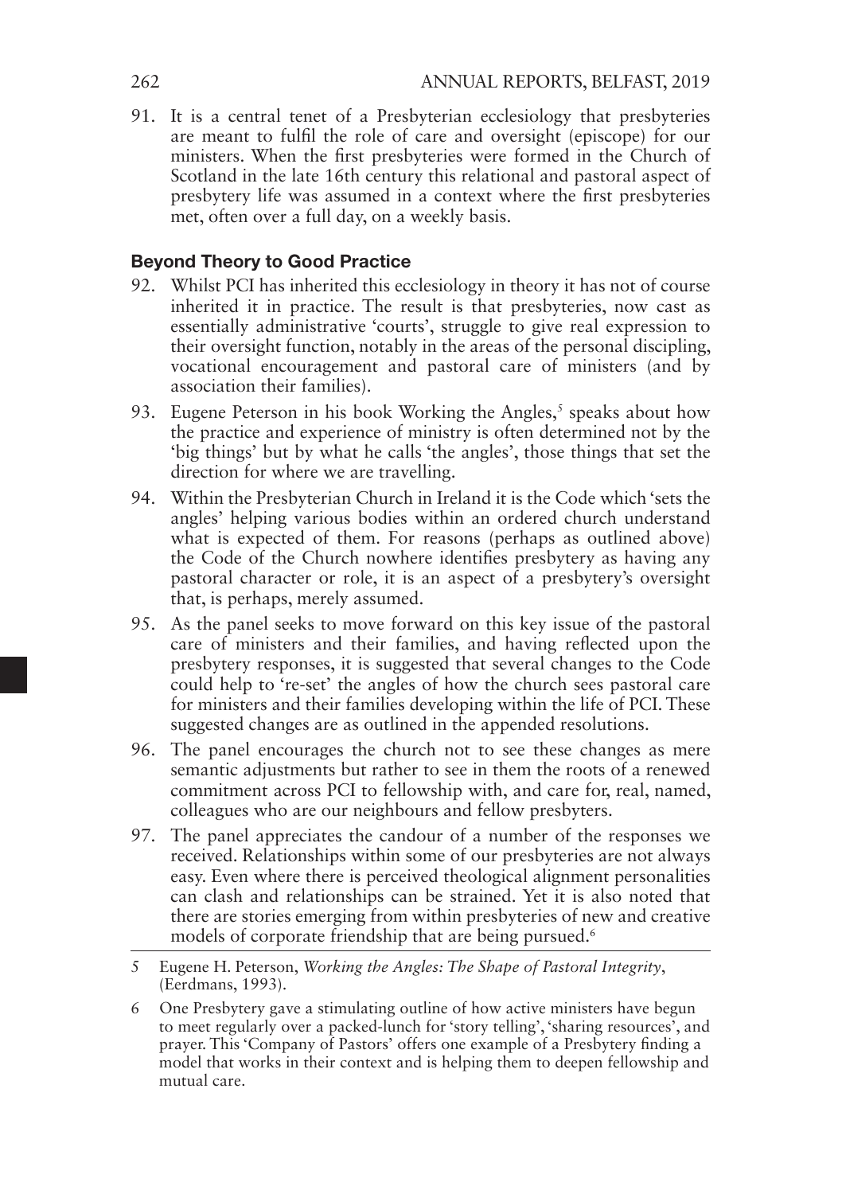91. It is a central tenet of a Presbyterian ecclesiology that presbyteries are meant to fulfil the role of care and oversight (episcope) for our ministers. When the first presbyteries were formed in the Church of Scotland in the late 16th century this relational and pastoral aspect of presbytery life was assumed in a context where the first presbyteries met, often over a full day, on a weekly basis.

### Beyond Theory to Good Practice

92. Whilst PCI has inherited this ecclesiology in theory it has not of course inherited it in practice. The result is that presbyteries, now cast as essentially administrative 'courts', struggle to give real expression to their oversight function, notably in the areas of the personal discipling, vocational encouragement and pastoral care of ministers (and by association their families).

93. Eugene Peterson in his book Working the Angles,[5] speaks about how the practice and experience of ministry is often determined not by the 'big things' but by what he calls 'the angles', those things that set the direction for where we are travelling.

94. Within the Presbyterian Church in Ireland it is the Code which 'sets the angles' helping various bodies within an ordered church understand what is expected of them. For reasons (perhaps as outlined above) the Code of the Church nowhere identifies presbytery as having any pastoral character or role, it is an aspect of a presbytery's oversight that, is perhaps, merely assumed.

95. As the panel seeks to move forward on this key issue of the pastoral care of ministers and their families, and having reflected upon the presbytery responses, it is suggested that several changes to the Code could help to 're-set' the angles of how the church sees pastoral care for ministers and their families developing within the life of PCI. These suggested changes are as outlined in the appended resolutions.

96. The panel encourages the church not to see these changes as mere semantic adjustments but rather to see in them the roots of a renewed commitment across PCI to fellowship with, and care for, real, named, colleagues who are our neighbours and fellow presbyters.

97. The panel appreciates the candour of a number of the responses we received. Relationships within some of our presbyteries are not always easy. Even where there is perceived theological alignment personalities can clash and relationships can be strained. Yet it is also noted that there are stories emerging from within presbyteries of new and creative models of corporate friendship that are being pursued.[6]

---

5 Eugene H. Peterson, *Working the Angles: The Shape of Pastoral Integrity*, (Eerdmans, 1993).

6 One Presbytery gave a stimulating outline of how active ministers have begun to meet regularly over a packed-lunch for 'story telling', 'sharing resources', and prayer. This 'Company of Pastors' offers one example of a Presbytery finding a model that works in their context and is helping them to deepen fellowship and mutual care.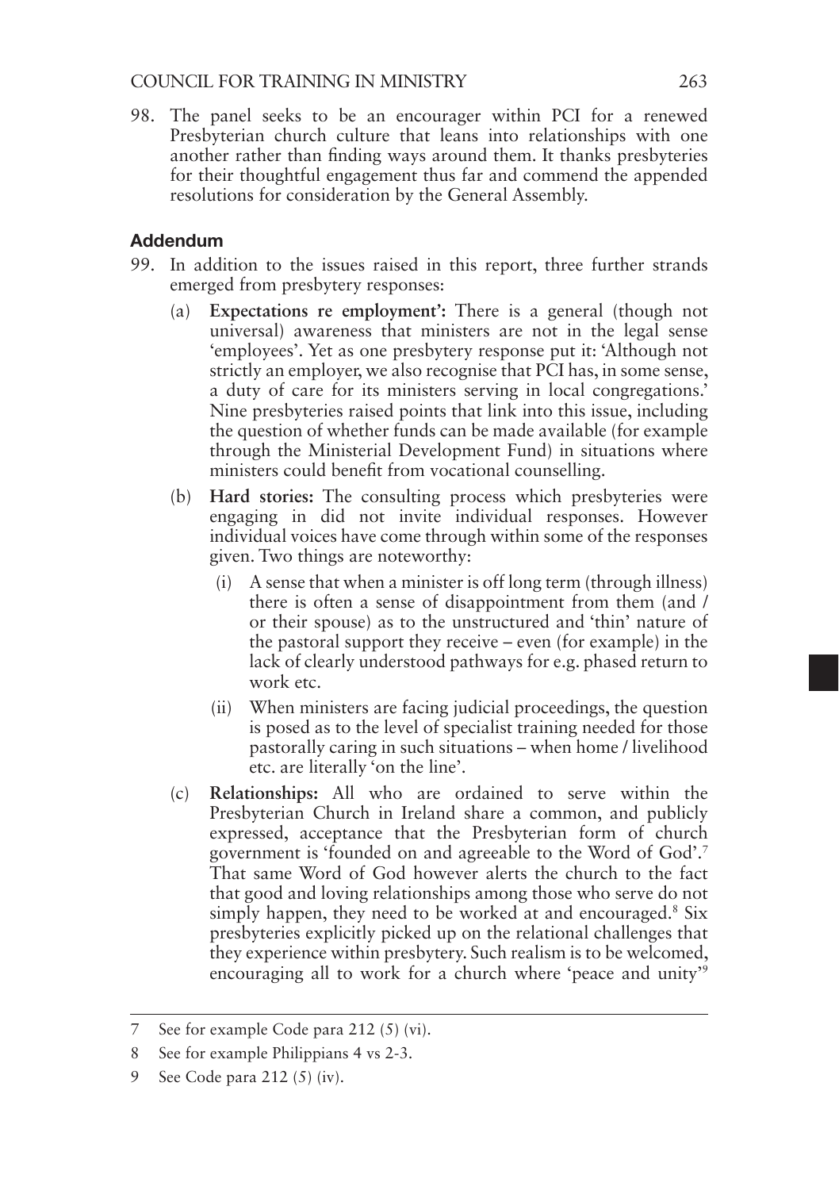98. The panel seeks to be an encourager within PCI for a renewed Presbyterian church culture that leans into relationships with one another rather than finding ways around them. It thanks presbyteries for their thoughtful engagement thus far and commend the appended resolutions for consideration by the General Assembly.

## Addendum

99. In addition to the issues raised in this report, three further strands emerged from presbytery responses:

    (a) **Expectations re employment':** There is a general (though not universal) awareness that ministers are not in the legal sense 'employees'. Yet as one presbytery response put it: 'Although not strictly an employer, we also recognise that PCI has, in some sense, a duty of care for its ministers serving in local congregations.' Nine presbyteries raised points that link into this issue, including the question of whether funds can be made available (for example through the Ministerial Development Fund) in situations where ministers could benefit from vocational counselling.

    (b) **Hard stories:** The consulting process which presbyteries were engaging in did not invite individual responses. However individual voices have come through within some of the responses given. Two things are noteworthy:

       (i) A sense that when a minister is off long term (through illness) there is often a sense of disappointment from them (and / or their spouse) as to the unstructured and 'thin' nature of the pastoral support they receive – even (for example) in the lack of clearly understood pathways for e.g. phased return to work etc.

       (ii) When ministers are facing judicial proceedings, the question is posed as to the level of specialist training needed for those pastorally caring in such situations – when home / livelihood etc. are literally 'on the line'.

    (c) **Relationships:** All who are ordained to serve within the Presbyterian Church in Ireland share a common, and publicly expressed, acceptance that the Presbyterian form of church government is 'founded on and agreeable to the Word of God'.[7] That same Word of God however alerts the church to the fact that good and loving relationships among those who serve do not simply happen, they need to be worked at and encouraged.[8] Six presbyteries explicitly picked up on the relational challenges that they experience within presbytery. Such realism is to be welcomed, encouraging all to work for a church where 'peace and unity'[9]

---

7 See for example Code para 212 (5) (vi).

8 See for example Philippians 4 vs 2-3.

9 See Code para 212 (5) (iv).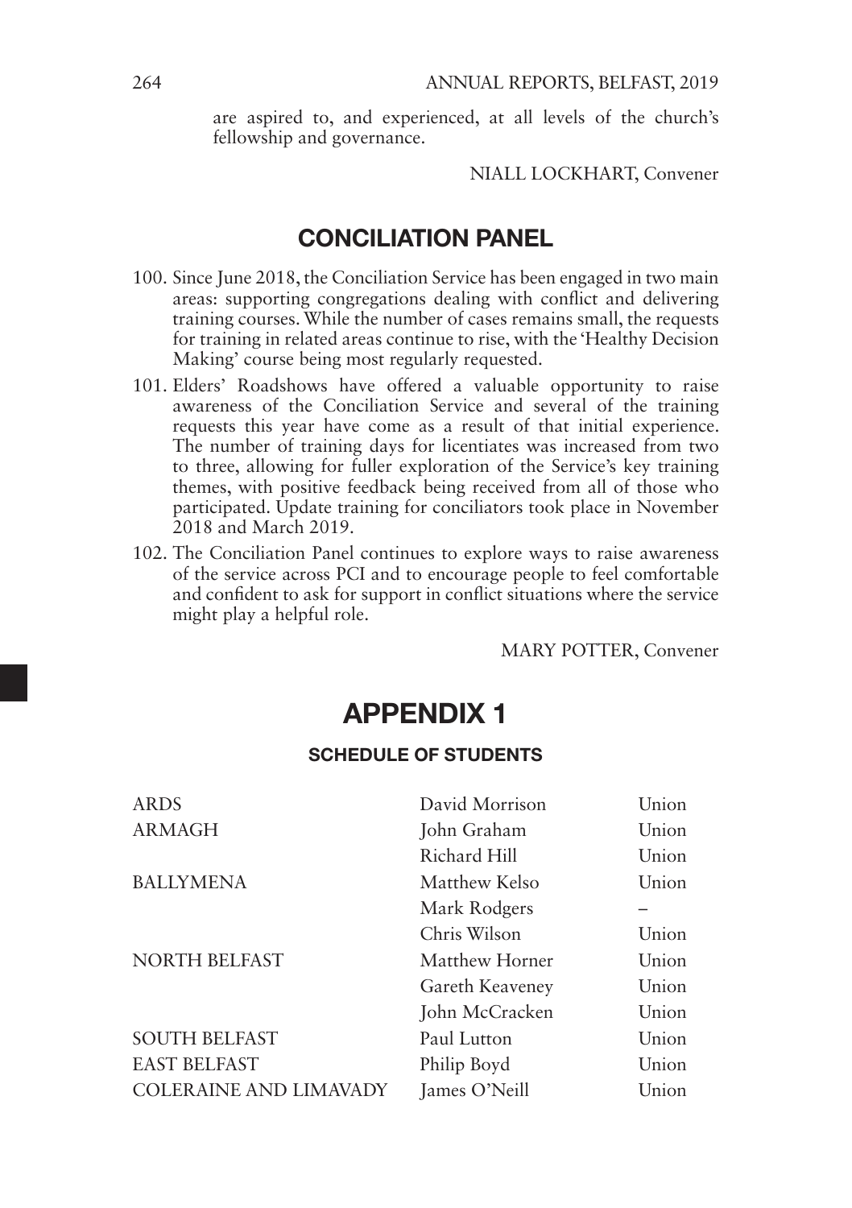are aspired to, and experienced, at all levels of the church's fellowship and governance.

NIALL LOCKHART, Convener

## CONCILIATION PANEL

100. Since June 2018, the Conciliation Service has been engaged in two main areas: supporting congregations dealing with conflict and delivering training courses. While the number of cases remains small, the requests for training in related areas continue to rise, with the 'Healthy Decision Making' course being most regularly requested.

101. Elders' Roadshows have offered a valuable opportunity to raise awareness of the Conciliation Service and several of the training requests this year have come as a result of that initial experience. The number of training days for licentiates was increased from two to three, allowing for fuller exploration of the Service's key training themes, with positive feedback being received from all of those who participated. Update training for conciliators took place in November 2018 and March 2019.

102. The Conciliation Panel continues to explore ways to raise awareness of the service across PCI and to encourage people to feel comfortable and confident to ask for support in conflict situations where the service might play a helpful role.

MARY POTTER, Convener

# APPENDIX 1

### SCHEDULE OF STUDENTS

| | | |
|---|---|---|
| ARDS | David Morrison | Union |
| ARMAGH | John Graham | Union |
| | Richard Hill | Union |
| BALLYMENA | Matthew Kelso | Union |
| | Mark Rodgers | – |
| | Chris Wilson | Union |
| NORTH BELFAST | Matthew Horner | Union |
| | Gareth Keaveney | Union |
| | John McCracken | Union |
| SOUTH BELFAST | Paul Lutton | Union |
| EAST BELFAST | Philip Boyd | Union |
| COLERAINE AND LIMAVADY | James O'Neill | Union |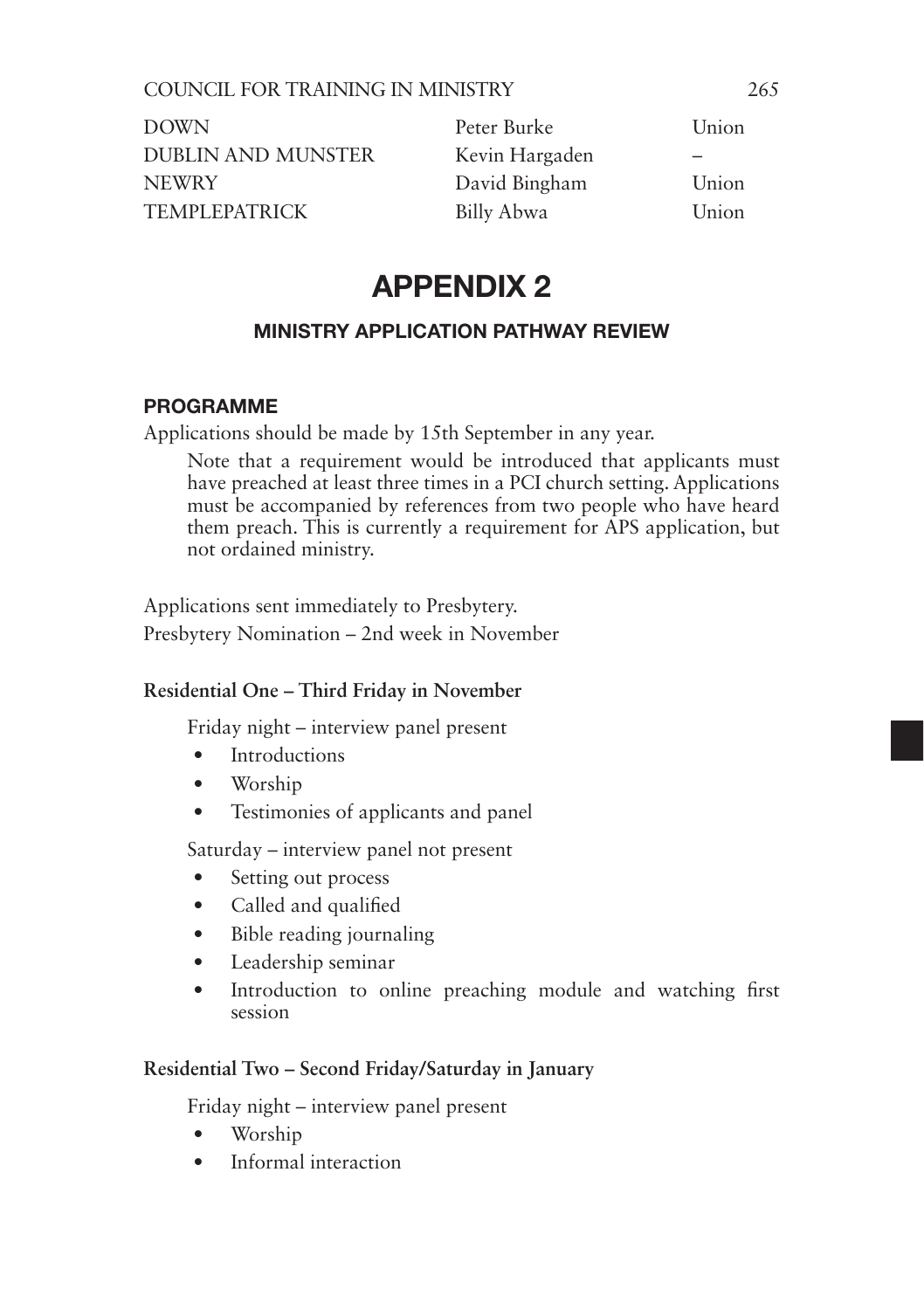| | | |
|---|---|---|
| DOWN | Peter Burke | Union |
| DUBLIN AND MUNSTER | Kevin Hargaden | – |
| NEWRY | David Bingham | Union |
| TEMPLEPATRICK | Billy Abwa | Union |

# APPENDIX 2

## MINISTRY APPLICATION PATHWAY REVIEW

### PROGRAMME

Applications should be made by 15th September in any year.

> Note that a requirement would be introduced that applicants must have preached at least three times in a PCI church setting. Applications must be accompanied by references from two people who have heard them preach. This is currently a requirement for APS application, but not ordained ministry.

Applications sent immediately to Presbytery.

Presbytery Nomination – 2nd week in November

**Residential One – Third Friday in November**

Friday night – interview panel present

- Introductions
- Worship
- Testimonies of applicants and panel

Saturday – interview panel not present

- Setting out process
- Called and qualified
- Bible reading journaling
- Leadership seminar
- Introduction to online preaching module and watching first session

**Residential Two – Second Friday/Saturday in January**

Friday night – interview panel present

- Worship
- Informal interaction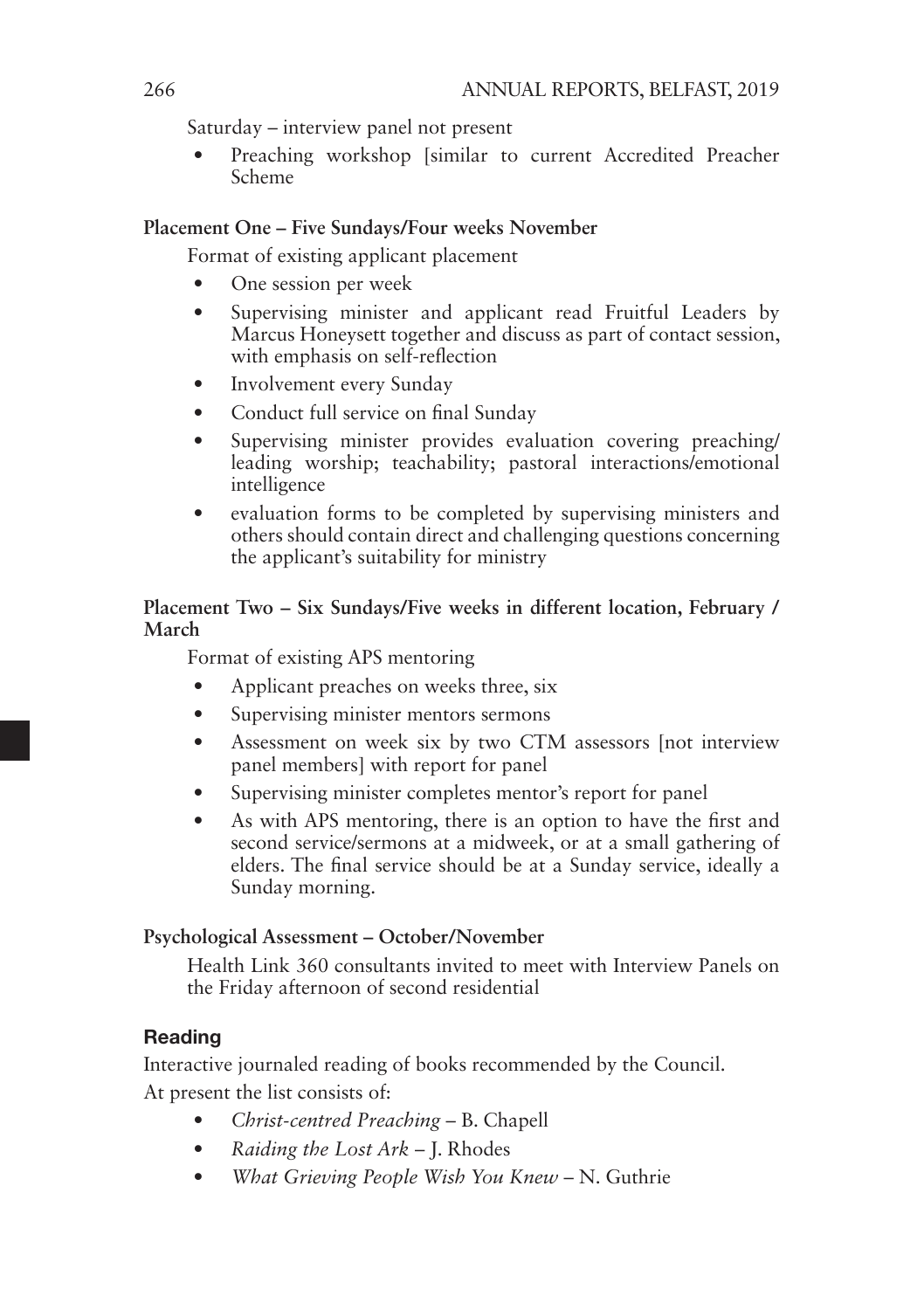Saturday – interview panel not present

- Preaching workshop [similar to current Accredited Preacher Scheme

**Placement One – Five Sundays/Four weeks November**

Format of existing applicant placement

- One session per week
- Supervising minister and applicant read Fruitful Leaders by Marcus Honeysett together and discuss as part of contact session, with emphasis on self-reflection
- Involvement every Sunday
- Conduct full service on final Sunday
- Supervising minister provides evaluation covering preaching/ leading worship; teachability; pastoral interactions/emotional intelligence
- evaluation forms to be completed by supervising ministers and others should contain direct and challenging questions concerning the applicant's suitability for ministry

**Placement Two – Six Sundays/Five weeks in different location, February / March**

Format of existing APS mentoring

- Applicant preaches on weeks three, six
- Supervising minister mentors sermons
- Assessment on week six by two CTM assessors [not interview panel members] with report for panel
- Supervising minister completes mentor's report for panel
- As with APS mentoring, there is an option to have the first and second service/sermons at a midweek, or at a small gathering of elders. The final service should be at a Sunday service, ideally a Sunday morning.

**Psychological Assessment – October/November**

Health Link 360 consultants invited to meet with Interview Panels on the Friday afternoon of second residential

### Reading

Interactive journaled reading of books recommended by the Council.

At present the list consists of:

- *Christ-centred Preaching* – B. Chapell
- *Raiding the Lost Ark* – J. Rhodes
- *What Grieving People Wish You Knew* – N. Guthrie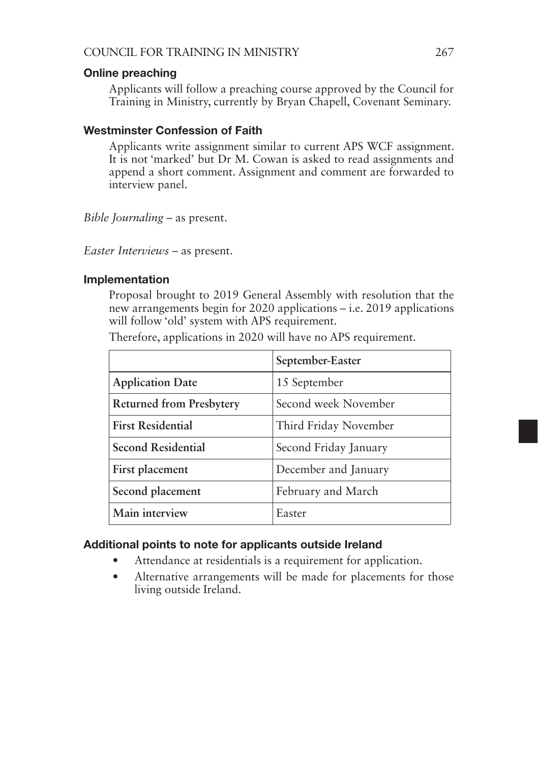### Online preaching

Applicants will follow a preaching course approved by the Council for Training in Ministry, currently by Bryan Chapell, Covenant Seminary.

### Westminster Confession of Faith

Applicants write assignment similar to current APS WCF assignment. It is not 'marked' but Dr M. Cowan is asked to read assignments and append a short comment. Assignment and comment are forwarded to interview panel.

*Bible Journaling* – as present.

*Easter Interviews* – as present.

### Implementation

Proposal brought to 2019 General Assembly with resolution that the new arrangements begin for 2020 applications – i.e. 2019 applications will follow 'old' system with APS requirement.

Therefore, applications in 2020 will have no APS requirement.

| | September-Easter |
|---|---|
| **Application Date** | 15 September |
| **Returned from Presbytery** | Second week November |
| **First Residential** | Third Friday November |
| **Second Residential** | Second Friday January |
| **First placement** | December and January |
| **Second placement** | February and March |
| **Main interview** | Easter |

### Additional points to note for applicants outside Ireland

- Attendance at residentials is a requirement for application.
- Alternative arrangements will be made for placements for those living outside Ireland.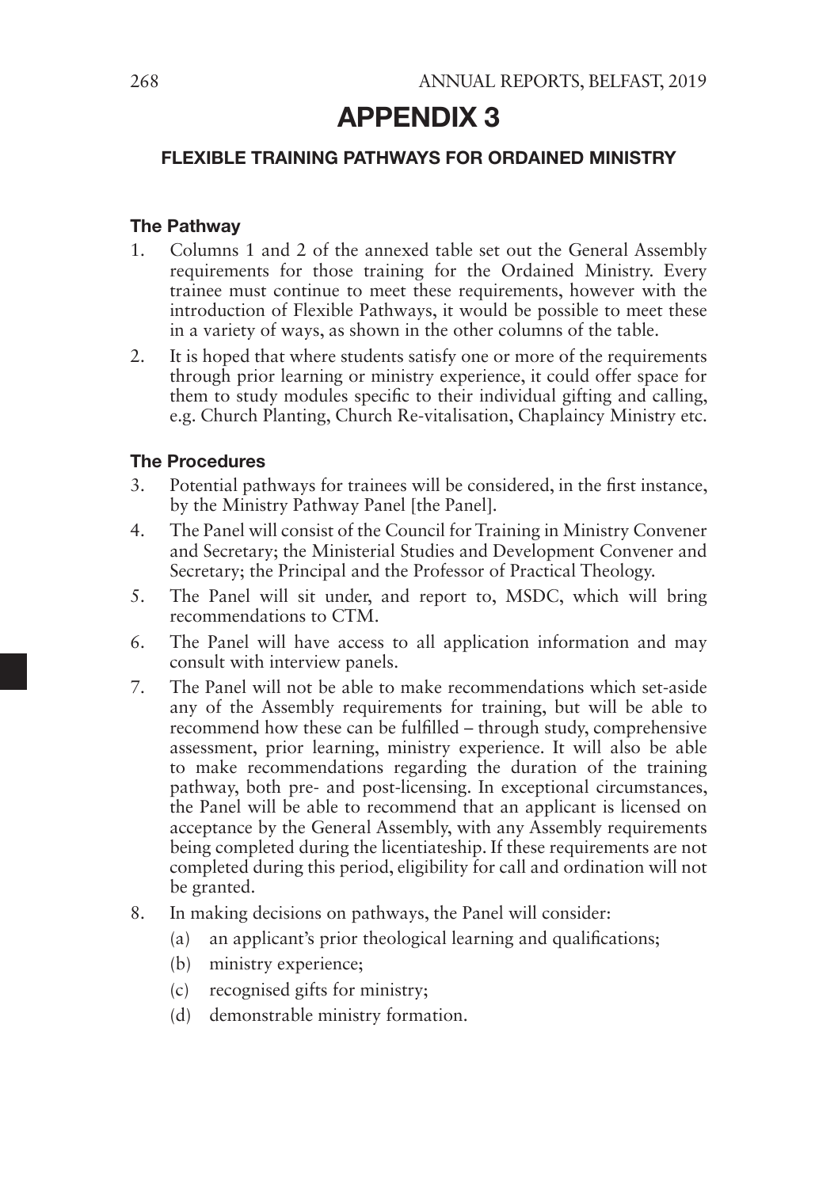# APPENDIX 3

## FLEXIBLE TRAINING PATHWAYS FOR ORDAINED MINISTRY

### The Pathway

1. Columns 1 and 2 of the annexed table set out the General Assembly requirements for those training for the Ordained Ministry. Every trainee must continue to meet these requirements, however with the introduction of Flexible Pathways, it would be possible to meet these in a variety of ways, as shown in the other columns of the table.
2. It is hoped that where students satisfy one or more of the requirements through prior learning or ministry experience, it could offer space for them to study modules specific to their individual gifting and calling, e.g. Church Planting, Church Re-vitalisation, Chaplaincy Ministry etc.

### The Procedures

3. Potential pathways for trainees will be considered, in the first instance, by the Ministry Pathway Panel [the Panel].
4. The Panel will consist of the Council for Training in Ministry Convener and Secretary; the Ministerial Studies and Development Convener and Secretary; the Principal and the Professor of Practical Theology.
5. The Panel will sit under, and report to, MSDC, which will bring recommendations to CTM.
6. The Panel will have access to all application information and may consult with interview panels.
7. The Panel will not be able to make recommendations which set-aside any of the Assembly requirements for training, but will be able to recommend how these can be fulfilled – through study, comprehensive assessment, prior learning, ministry experience. It will also be able to make recommendations regarding the duration of the training pathway, both pre- and post-licensing. In exceptional circumstances, the Panel will be able to recommend that an applicant is licensed on acceptance by the General Assembly, with any Assembly requirements being completed during the licentiateship. If these requirements are not completed during this period, eligibility for call and ordination will not be granted.
8. In making decisions on pathways, the Panel will consider:
   (a) an applicant's prior theological learning and qualifications;
   (b) ministry experience;
   (c) recognised gifts for ministry;
   (d) demonstrable ministry formation.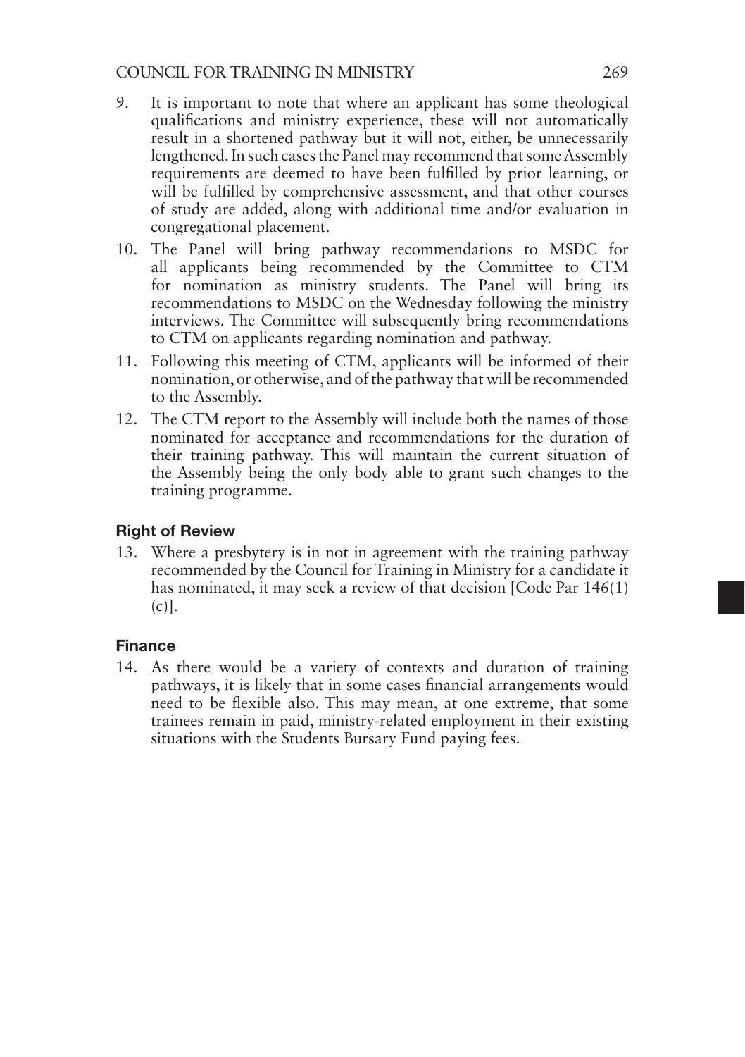9. It is important to note that where an applicant has some theological qualifications and ministry experience, these will not automatically result in a shortened pathway but it will not, either, be unnecessarily lengthened. In such cases the Panel may recommend that some Assembly requirements are deemed to have been fulfilled by prior learning, or will be fulfilled by comprehensive assessment, and that other courses of study are added, along with additional time and/or evaluation in congregational placement.

10. The Panel will bring pathway recommendations to MSDC for all applicants being recommended by the Committee to CTM for nomination as ministry students. The Panel will bring its recommendations to MSDC on the Wednesday following the ministry interviews. The Committee will subsequently bring recommendations to CTM on applicants regarding nomination and pathway.

11. Following this meeting of CTM, applicants will be informed of their nomination, or otherwise, and of the pathway that will be recommended to the Assembly.

12. The CTM report to the Assembly will include both the names of those nominated for acceptance and recommendations for the duration of their training pathway. This will maintain the current situation of the Assembly being the only body able to grant such changes to the training programme.

### Right of Review

13. Where a presbytery is in not in agreement with the training pathway recommended by the Council for Training in Ministry for a candidate it has nominated, it may seek a review of that decision [Code Par 146(1)(c)].

### Finance

14. As there would be a variety of contexts and duration of training pathways, it is likely that in some cases financial arrangements would need to be flexible also. This may mean, at one extreme, that some trainees remain in paid, ministry-related employment in their existing situations with the Students Bursary Fund paying fees.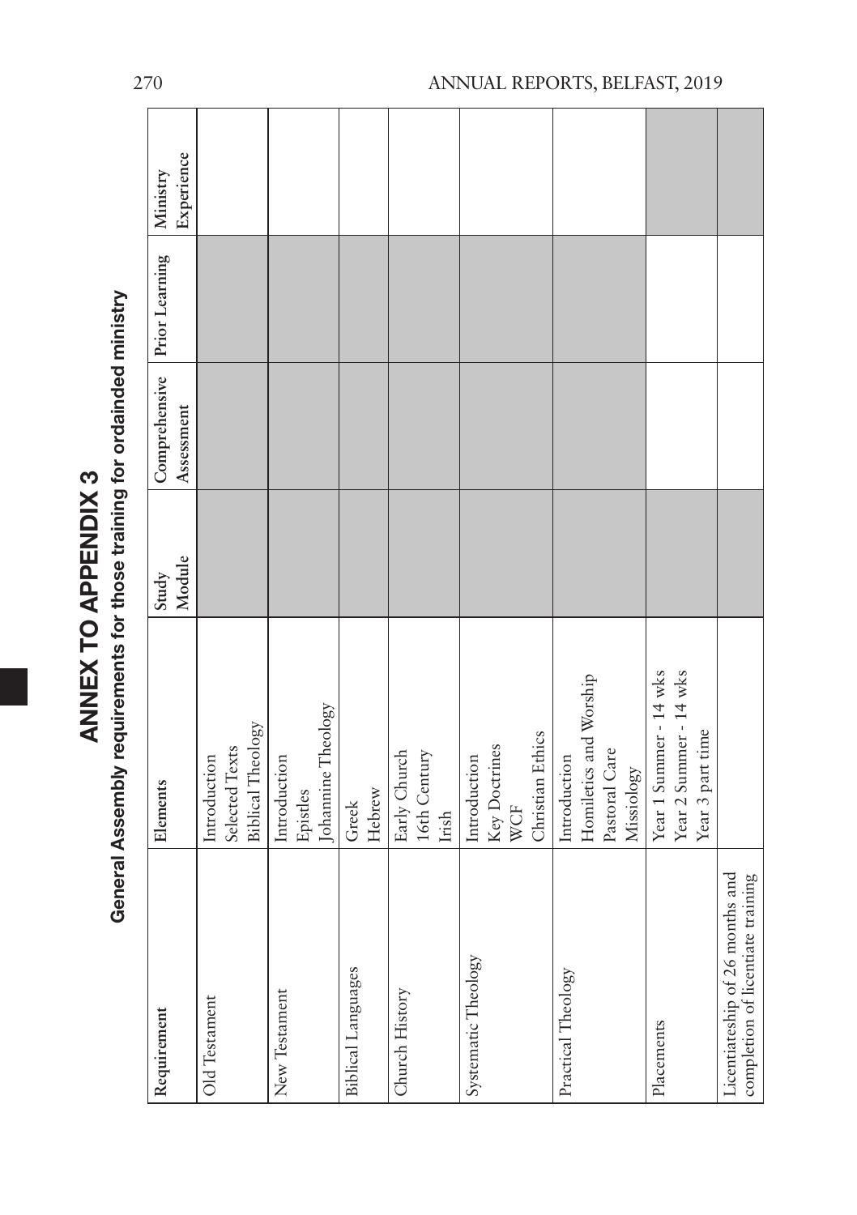# ANNEX TO APPENDIX 3

## General Assembly requirements for those training for ordainded ministry

| Requirement | Elements | Study Module | Comprehensive Assessment | Prior Learning | Ministry Experience |
|---|---|---|---|---|---|
| Old Testament | Introduction<br>Selected Texts<br>Biblical Theology | | | | |
| New Testament | Introduction<br>Epistles<br>Johannine Theology | | | | |
| Biblical Languages | Greek<br>Hebrew | | | | |
| Church History | Early Church<br>16th Century<br>Irish | | | | |
| Systematic Theology | Introduction<br>Key Doctrines<br>WCF<br>Christian Ethics | | | | |
| Practical Theology | Introduction<br>Homiletics and Worship<br>Pastoral Care<br>Missiology | | | | |
| Placements | Year 1 Summer - 14 wks<br>Year 2 Summer - 14 wks<br>Year 3 part time | | | | |
| Licentiateship of 26 months and completion of licentiate training | | | | | |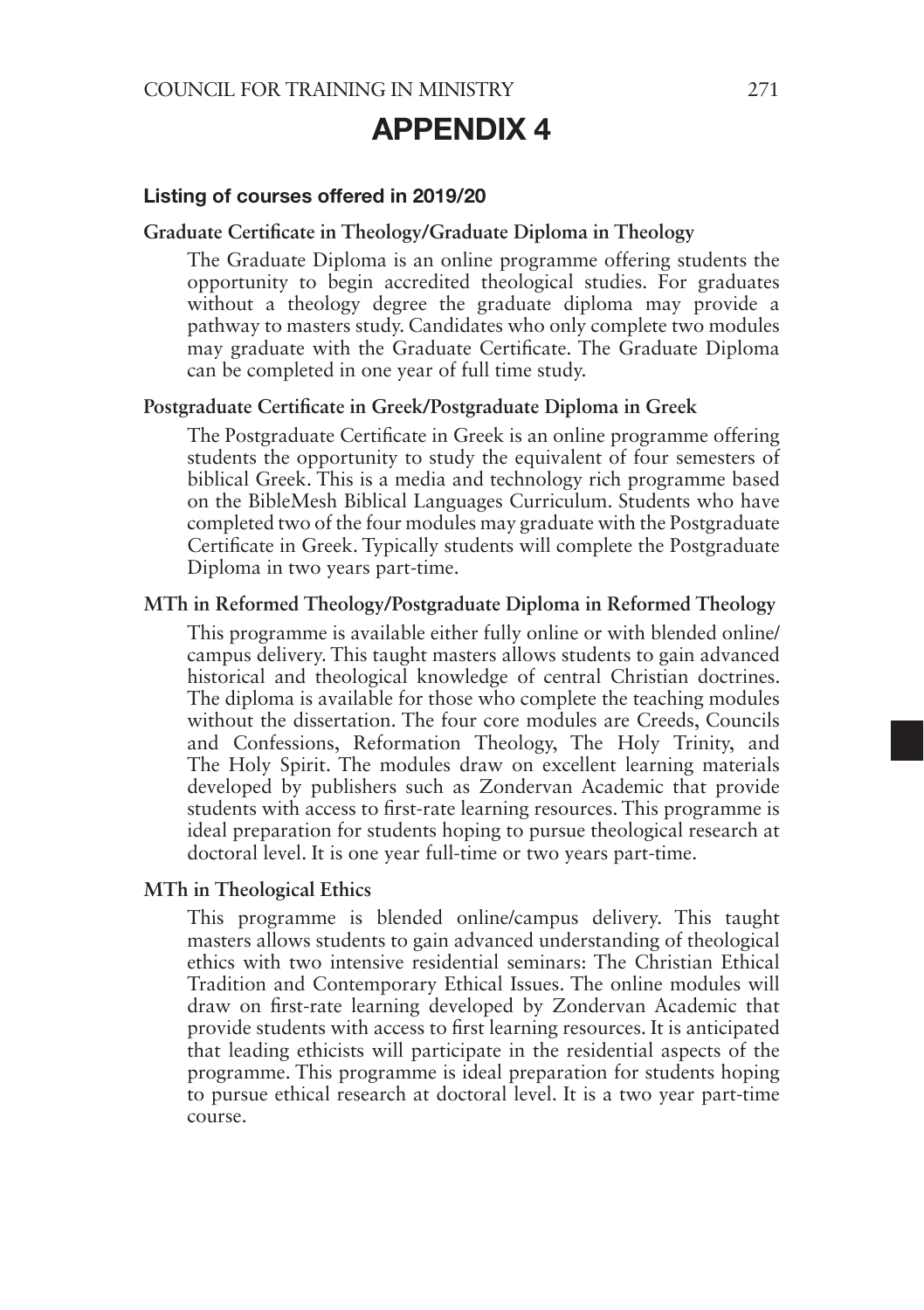# APPENDIX 4

### Listing of courses offered in 2019/20

**Graduate Certificate in Theology/Graduate Diploma in Theology**

The Graduate Diploma is an online programme offering students the opportunity to begin accredited theological studies. For graduates without a theology degree the graduate diploma may provide a pathway to masters study. Candidates who only complete two modules may graduate with the Graduate Certificate. The Graduate Diploma can be completed in one year of full time study.

**Postgraduate Certificate in Greek/Postgraduate Diploma in Greek**

The Postgraduate Certificate in Greek is an online programme offering students the opportunity to study the equivalent of four semesters of biblical Greek. This is a media and technology rich programme based on the BibleMesh Biblical Languages Curriculum. Students who have completed two of the four modules may graduate with the Postgraduate Certificate in Greek. Typically students will complete the Postgraduate Diploma in two years part-time.

**MTh in Reformed Theology/Postgraduate Diploma in Reformed Theology**

This programme is available either fully online or with blended online/campus delivery. This taught masters allows students to gain advanced historical and theological knowledge of central Christian doctrines. The diploma is available for those who complete the teaching modules without the dissertation. The four core modules are Creeds, Councils and Confessions, Reformation Theology, The Holy Trinity, and The Holy Spirit. The modules draw on excellent learning materials developed by publishers such as Zondervan Academic that provide students with access to first-rate learning resources. This programme is ideal preparation for students hoping to pursue theological research at doctoral level. It is one year full-time or two years part-time.

**MTh in Theological Ethics**

This programme is blended online/campus delivery. This taught masters allows students to gain advanced understanding of theological ethics with two intensive residential seminars: The Christian Ethical Tradition and Contemporary Ethical Issues. The online modules will draw on first-rate learning developed by Zondervan Academic that provide students with access to first learning resources. It is anticipated that leading ethicists will participate in the residential aspects of the programme. This programme is ideal preparation for students hoping to pursue ethical research at doctoral level. It is a two year part-time course.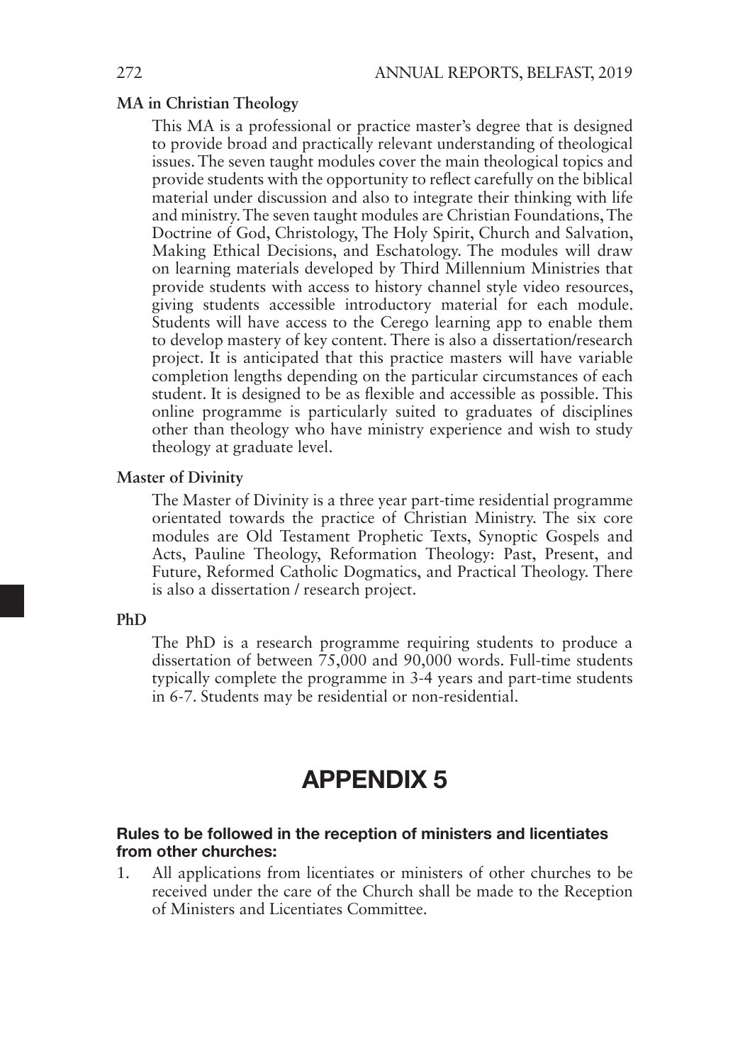**MA in Christian Theology**

This MA is a professional or practice master's degree that is designed to provide broad and practically relevant understanding of theological issues. The seven taught modules cover the main theological topics and provide students with the opportunity to reflect carefully on the biblical material under discussion and also to integrate their thinking with life and ministry. The seven taught modules are Christian Foundations, The Doctrine of God, Christology, The Holy Spirit, Church and Salvation, Making Ethical Decisions, and Eschatology. The modules will draw on learning materials developed by Third Millennium Ministries that provide students with access to history channel style video resources, giving students accessible introductory material for each module. Students will have access to the Cerego learning app to enable them to develop mastery of key content. There is also a dissertation/research project. It is anticipated that this practice masters will have variable completion lengths depending on the particular circumstances of each student. It is designed to be as flexible and accessible as possible. This online programme is particularly suited to graduates of disciplines other than theology who have ministry experience and wish to study theology at graduate level.

**Master of Divinity**

The Master of Divinity is a three year part-time residential programme orientated towards the practice of Christian Ministry. The six core modules are Old Testament Prophetic Texts, Synoptic Gospels and Acts, Pauline Theology, Reformation Theology: Past, Present, and Future, Reformed Catholic Dogmatics, and Practical Theology. There is also a dissertation / research project.

**PhD**

The PhD is a research programme requiring students to produce a dissertation of between 75,000 and 90,000 words. Full-time students typically complete the programme in 3-4 years and part-time students in 6-7. Students may be residential or non-residential.

# APPENDIX 5

### Rules to be followed in the reception of ministers and licentiates from other churches:

1. All applications from licentiates or ministers of other churches to be received under the care of the Church shall be made to the Reception of Ministers and Licentiates Committee.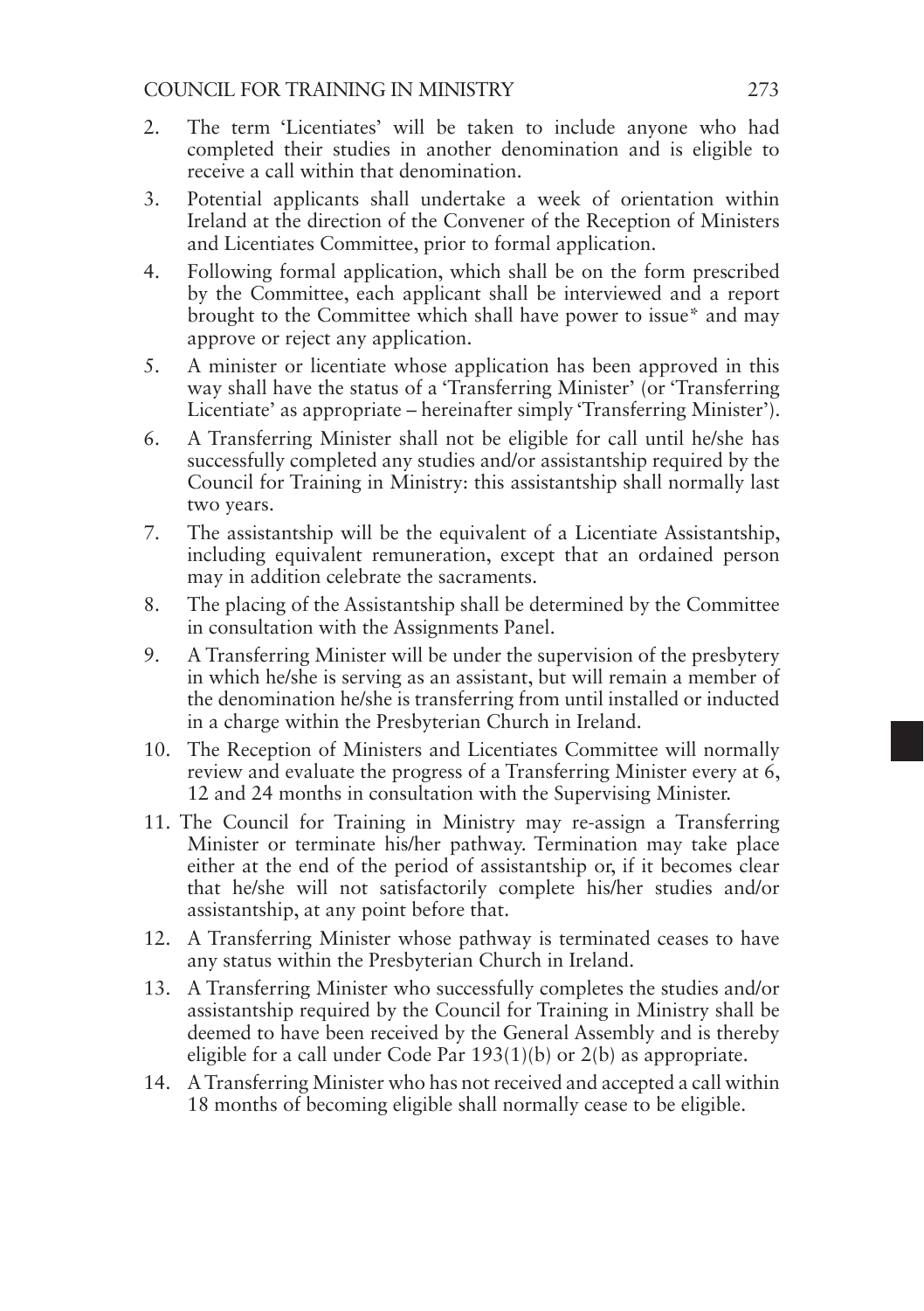2. The term 'Licentiates' will be taken to include anyone who had completed their studies in another denomination and is eligible to receive a call within that denomination.
3. Potential applicants shall undertake a week of orientation within Ireland at the direction of the Convener of the Reception of Ministers and Licentiates Committee, prior to formal application.
4. Following formal application, which shall be on the form prescribed by the Committee, each applicant shall be interviewed and a report brought to the Committee which shall have power to issue* and may approve or reject any application.
5. A minister or licentiate whose application has been approved in this way shall have the status of a 'Transferring Minister' (or 'Transferring Licentiate' as appropriate – hereinafter simply 'Transferring Minister').
6. A Transferring Minister shall not be eligible for call until he/she has successfully completed any studies and/or assistantship required by the Council for Training in Ministry: this assistantship shall normally last two years.
7. The assistantship will be the equivalent of a Licentiate Assistantship, including equivalent remuneration, except that an ordained person may in addition celebrate the sacraments.
8. The placing of the Assistantship shall be determined by the Committee in consultation with the Assignments Panel.
9. A Transferring Minister will be under the supervision of the presbytery in which he/she is serving as an assistant, but will remain a member of the denomination he/she is transferring from until installed or inducted in a charge within the Presbyterian Church in Ireland.
10. The Reception of Ministers and Licentiates Committee will normally review and evaluate the progress of a Transferring Minister every at 6, 12 and 24 months in consultation with the Supervising Minister.
11. The Council for Training in Ministry may re-assign a Transferring Minister or terminate his/her pathway. Termination may take place either at the end of the period of assistantship or, if it becomes clear that he/she will not satisfactorily complete his/her studies and/or assistantship, at any point before that.
12. A Transferring Minister whose pathway is terminated ceases to have any status within the Presbyterian Church in Ireland.
13. A Transferring Minister who successfully completes the studies and/or assistantship required by the Council for Training in Ministry shall be deemed to have been received by the General Assembly and is thereby eligible for a call under Code Par 193(1)(b) or 2(b) as appropriate.
14. A Transferring Minister who has not received and accepted a call within 18 months of becoming eligible shall normally cease to be eligible.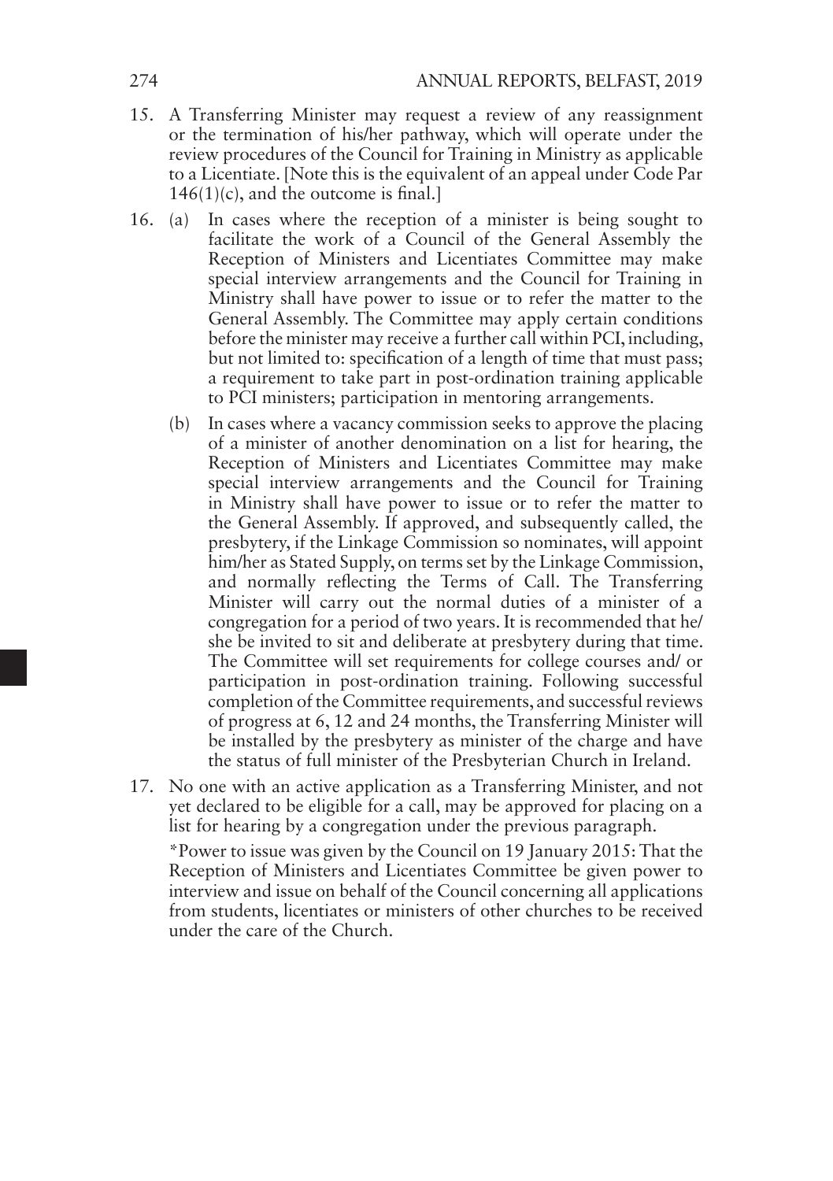15. A Transferring Minister may request a review of any reassignment or the termination of his/her pathway, which will operate under the review procedures of the Council for Training in Ministry as applicable to a Licentiate. [Note this is the equivalent of an appeal under Code Par 146(1)(c), and the outcome is final.]

16. (a) In cases where the reception of a minister is being sought to facilitate the work of a Council of the General Assembly the Reception of Ministers and Licentiates Committee may make special interview arrangements and the Council for Training in Ministry shall have power to issue or to refer the matter to the General Assembly. The Committee may apply certain conditions before the minister may receive a further call within PCI, including, but not limited to: specification of a length of time that must pass; a requirement to take part in post-ordination training applicable to PCI ministers; participation in mentoring arrangements.

    (b) In cases where a vacancy commission seeks to approve the placing of a minister of another denomination on a list for hearing, the Reception of Ministers and Licentiates Committee may make special interview arrangements and the Council for Training in Ministry shall have power to issue or to refer the matter to the General Assembly. If approved, and subsequently called, the presbytery, if the Linkage Commission so nominates, will appoint him/her as Stated Supply, on terms set by the Linkage Commission, and normally reflecting the Terms of Call. The Transferring Minister will carry out the normal duties of a minister of a congregation for a period of two years. It is recommended that he/she be invited to sit and deliberate at presbytery during that time. The Committee will set requirements for college courses and/ or participation in post-ordination training. Following successful completion of the Committee requirements, and successful reviews of progress at 6, 12 and 24 months, the Transferring Minister will be installed by the presbytery as minister of the charge and have the status of full minister of the Presbyterian Church in Ireland.

17. No one with an active application as a Transferring Minister, and not yet declared to be eligible for a call, may be approved for placing on a list for hearing by a congregation under the previous paragraph.

    *Power to issue was given by the Council on 19 January 2015: That the Reception of Ministers and Licentiates Committee be given power to interview and issue on behalf of the Council concerning all applications from students, licentiates or ministers of other churches to be received under the care of the Church.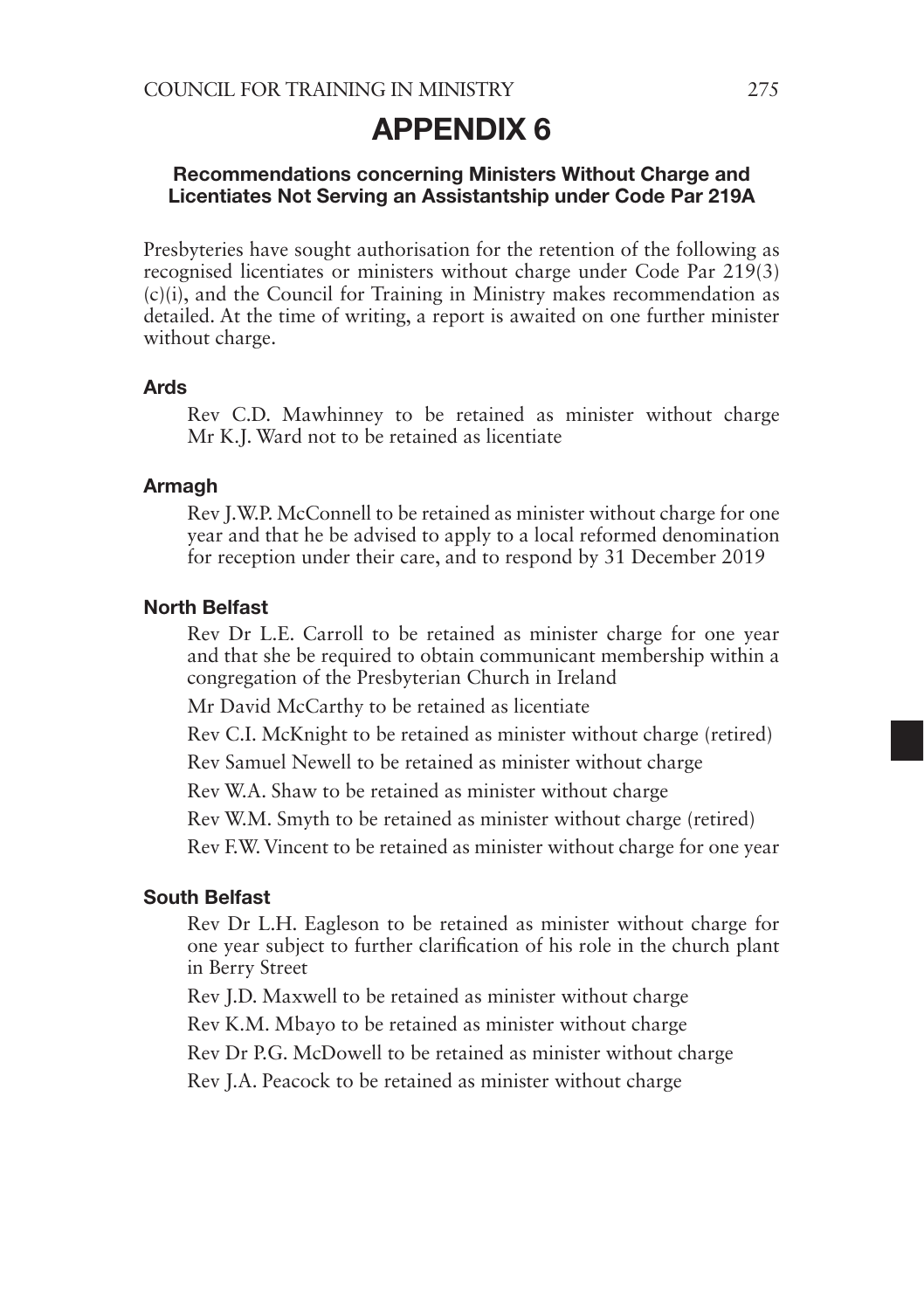# APPENDIX 6

### Recommendations concerning Ministers Without Charge and Licentiates Not Serving an Assistantship under Code Par 219A

Presbyteries have sought authorisation for the retention of the following as recognised licentiates or ministers without charge under Code Par 219(3)(c)(i), and the Council for Training in Ministry makes recommendation as detailed. At the time of writing, a report is awaited on one further minister without charge.

#### Ards

Rev C.D. Mawhinney to be retained as minister without charge

Mr K.J. Ward not to be retained as licentiate

#### Armagh

Rev J.W.P. McConnell to be retained as minister without charge for one year and that he be advised to apply to a local reformed denomination for reception under their care, and to respond by 31 December 2019

#### North Belfast

Rev Dr L.E. Carroll to be retained as minister charge for one year and that she be required to obtain communicant membership within a congregation of the Presbyterian Church in Ireland

Mr David McCarthy to be retained as licentiate

Rev C.I. McKnight to be retained as minister without charge (retired)

Rev Samuel Newell to be retained as minister without charge

Rev W.A. Shaw to be retained as minister without charge

Rev W.M. Smyth to be retained as minister without charge (retired)

Rev F.W. Vincent to be retained as minister without charge for one year

#### South Belfast

Rev Dr L.H. Eagleson to be retained as minister without charge for one year subject to further clarification of his role in the church plant in Berry Street

Rev J.D. Maxwell to be retained as minister without charge

Rev K.M. Mbayo to be retained as minister without charge

Rev Dr P.G. McDowell to be retained as minister without charge

Rev J.A. Peacock to be retained as minister without charge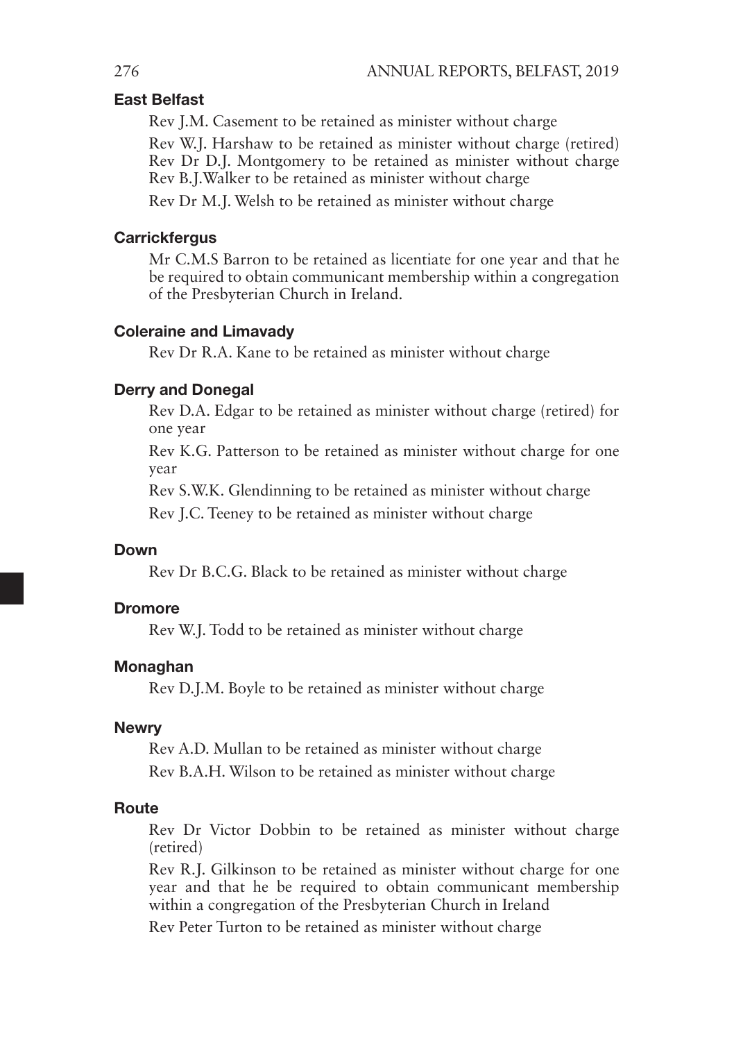### East Belfast

Rev J.M. Casement to be retained as minister without charge

Rev W.J. Harshaw to be retained as minister without charge (retired)
Rev Dr D.J. Montgomery to be retained as minister without charge
Rev B.J.Walker to be retained as minister without charge

Rev Dr M.J. Welsh to be retained as minister without charge

### Carrickfergus

Mr C.M.S Barron to be retained as licentiate for one year and that he be required to obtain communicant membership within a congregation of the Presbyterian Church in Ireland.

### Coleraine and Limavady

Rev Dr R.A. Kane to be retained as minister without charge

### Derry and Donegal

Rev D.A. Edgar to be retained as minister without charge (retired) for one year

Rev K.G. Patterson to be retained as minister without charge for one year

Rev S.W.K. Glendinning to be retained as minister without charge

Rev J.C. Teeney to be retained as minister without charge

### Down

Rev Dr B.C.G. Black to be retained as minister without charge

### Dromore

Rev W.J. Todd to be retained as minister without charge

### Monaghan

Rev D.J.M. Boyle to be retained as minister without charge

### Newry

Rev A.D. Mullan to be retained as minister without charge

Rev B.A.H. Wilson to be retained as minister without charge

### Route

Rev Dr Victor Dobbin to be retained as minister without charge (retired)

Rev R.J. Gilkinson to be retained as minister without charge for one year and that he be required to obtain communicant membership within a congregation of the Presbyterian Church in Ireland

Rev Peter Turton to be retained as minister without charge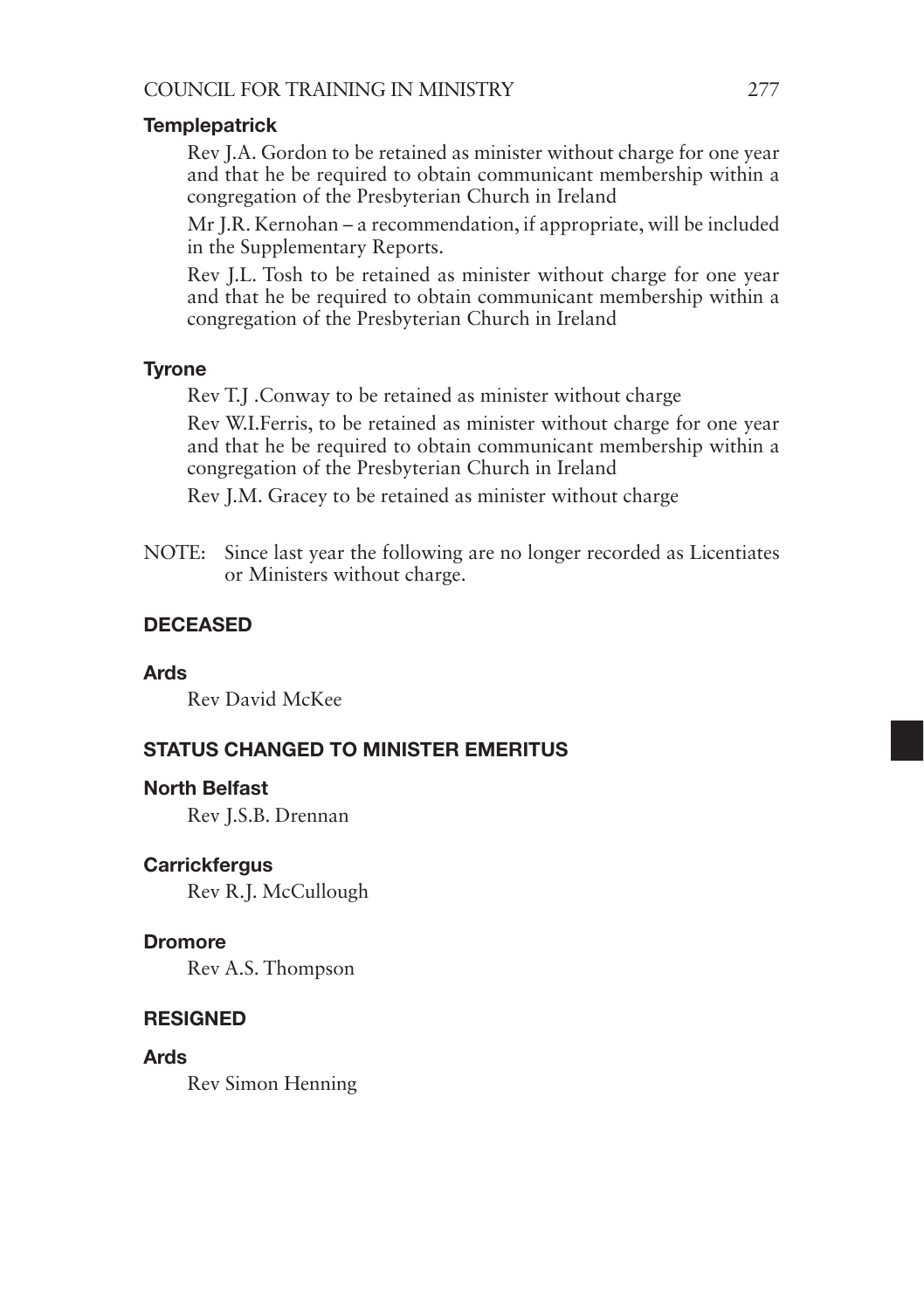### Templepatrick

Rev J.A. Gordon to be retained as minister without charge for one year and that he be required to obtain communicant membership within a congregation of the Presbyterian Church in Ireland

Mr J.R. Kernohan – a recommendation, if appropriate, will be included in the Supplementary Reports.

Rev J.L. Tosh to be retained as minister without charge for one year and that he be required to obtain communicant membership within a congregation of the Presbyterian Church in Ireland

### Tyrone

Rev T.J .Conway to be retained as minister without charge

Rev W.I.Ferris, to be retained as minister without charge for one year and that he be required to obtain communicant membership within a congregation of the Presbyterian Church in Ireland

Rev J.M. Gracey to be retained as minister without charge

NOTE: Since last year the following are no longer recorded as Licentiates or Ministers without charge.

## DECEASED

### Ards

Rev David McKee

## STATUS CHANGED TO MINISTER EMERITUS

### North Belfast

Rev J.S.B. Drennan

### Carrickfergus

Rev R.J. McCullough

### Dromore

Rev A.S. Thompson

## RESIGNED

### Ards

Rev Simon Henning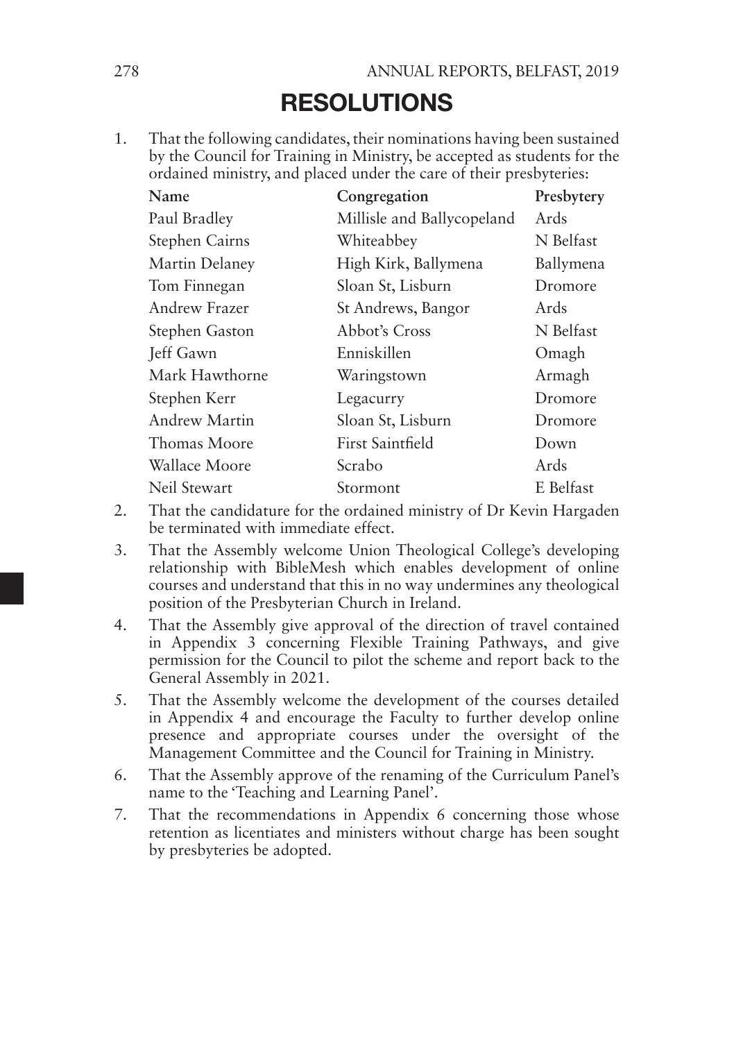# RESOLUTIONS

1. That the following candidates, their nominations having been sustained by the Council for Training in Ministry, be accepted as students for the ordained ministry, and placed under the care of their presbyteries:

| Name | Congregation | Presbytery |
|---|---|---|
| Paul Bradley | Millisle and Ballycopeland | Ards |
| Stephen Cairns | Whiteabbey | N Belfast |
| Martin Delaney | High Kirk, Ballymena | Ballymena |
| Tom Finnegan | Sloan St, Lisburn | Dromore |
| Andrew Frazer | St Andrews, Bangor | Ards |
| Stephen Gaston | Abbot's Cross | N Belfast |
| Jeff Gawn | Enniskillen | Omagh |
| Mark Hawthorne | Waringstown | Armagh |
| Stephen Kerr | Legacurry | Dromore |
| Andrew Martin | Sloan St, Lisburn | Dromore |
| Thomas Moore | First Saintfield | Down |
| Wallace Moore | Scrabo | Ards |
| Neil Stewart | Stormont | E Belfast |

2. That the candidature for the ordained ministry of Dr Kevin Hargaden be terminated with immediate effect.
3. That the Assembly welcome Union Theological College's developing relationship with BibleMesh which enables development of online courses and understand that this in no way undermines any theological position of the Presbyterian Church in Ireland.
4. That the Assembly give approval of the direction of travel contained in Appendix 3 concerning Flexible Training Pathways, and give permission for the Council to pilot the scheme and report back to the General Assembly in 2021.
5. That the Assembly welcome the development of the courses detailed in Appendix 4 and encourage the Faculty to further develop online presence and appropriate courses under the oversight of the Management Committee and the Council for Training in Ministry.
6. That the Assembly approve of the renaming of the Curriculum Panel's name to the 'Teaching and Learning Panel'.
7. That the recommendations in Appendix 6 concerning those whose retention as licentiates and ministers without charge has been sought by presbyteries be adopted.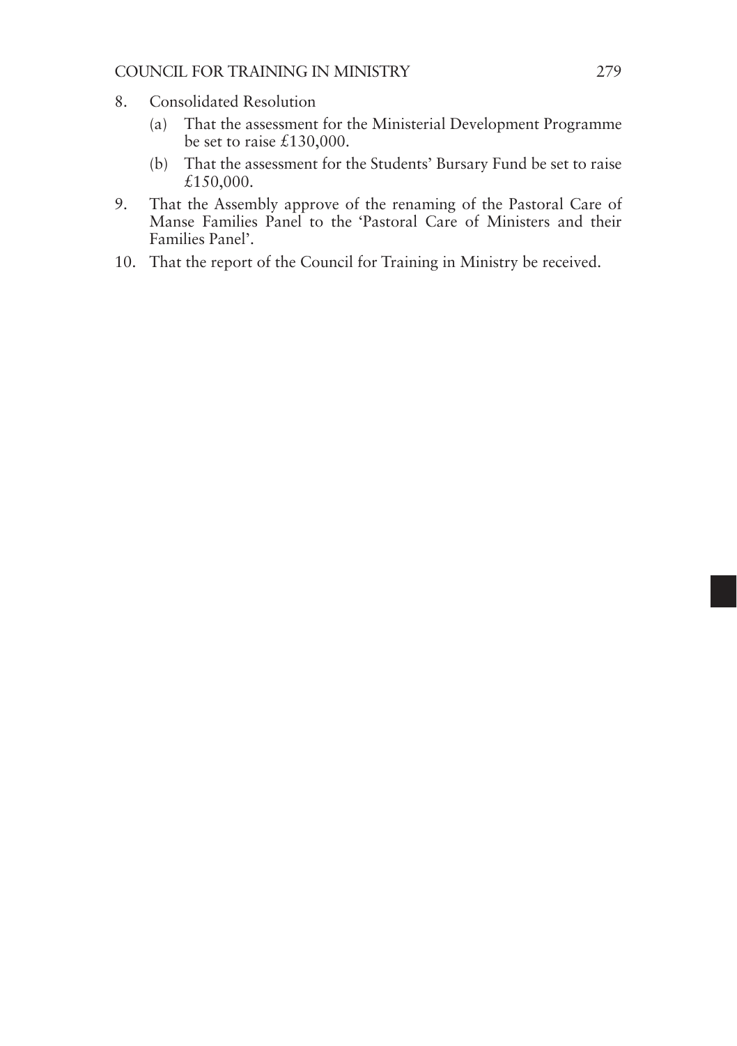8. Consolidated Resolution
   (a) That the assessment for the Ministerial Development Programme be set to raise £130,000.
   (b) That the assessment for the Students' Bursary Fund be set to raise £150,000.
9. That the Assembly approve of the renaming of the Pastoral Care of Manse Families Panel to the 'Pastoral Care of Ministers and their Families Panel'.
10. That the report of the Council for Training in Ministry be received.